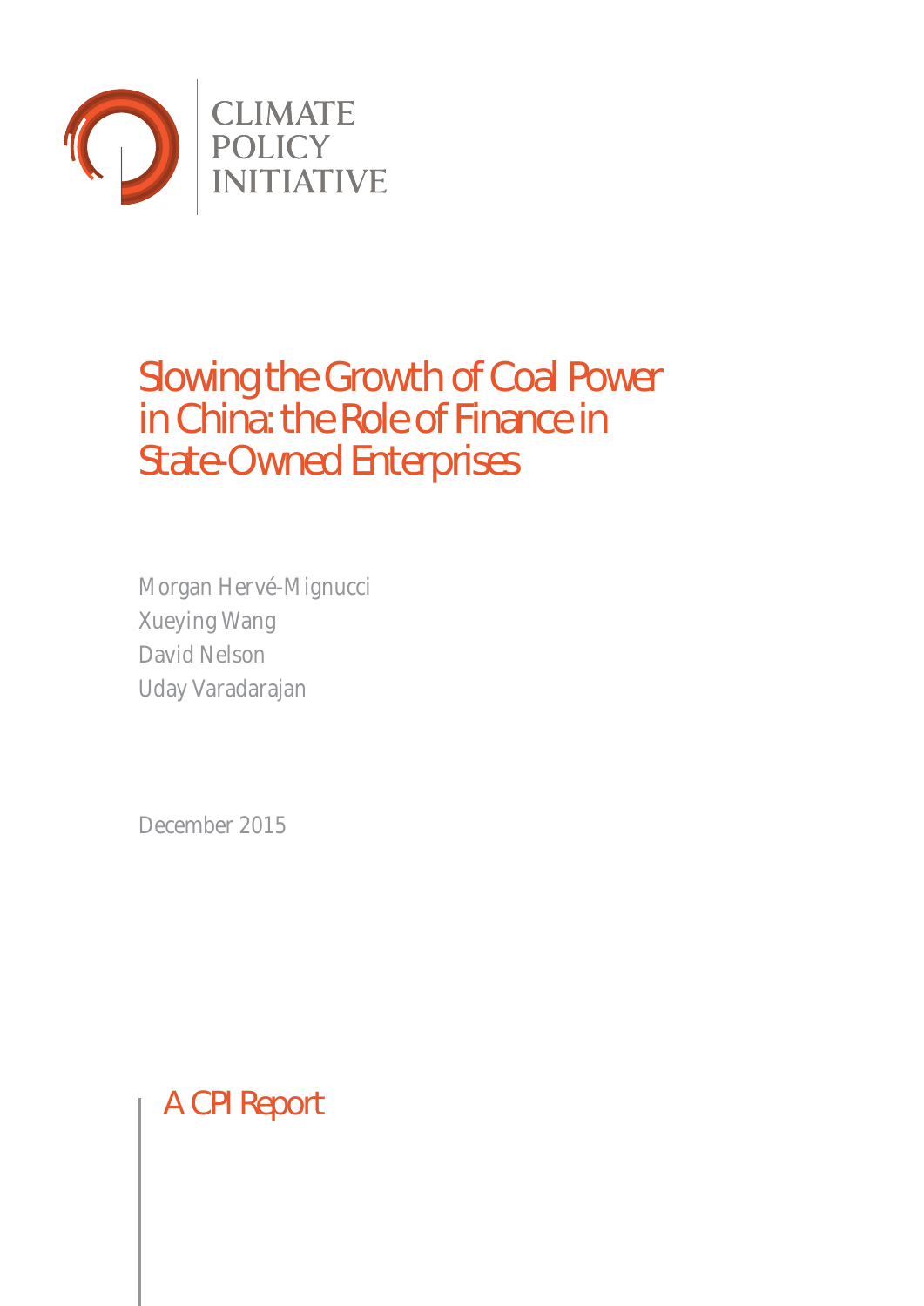CLIMATE POLICY INITIATIVE

# Slowing the Growth of Coal Power in China: the Role of Finance in State-Owned Enterprises

Morgan Hervé-Mignucci
Xueying Wang
David Nelson
Uday Varadarajan

December 2015

A CPI Report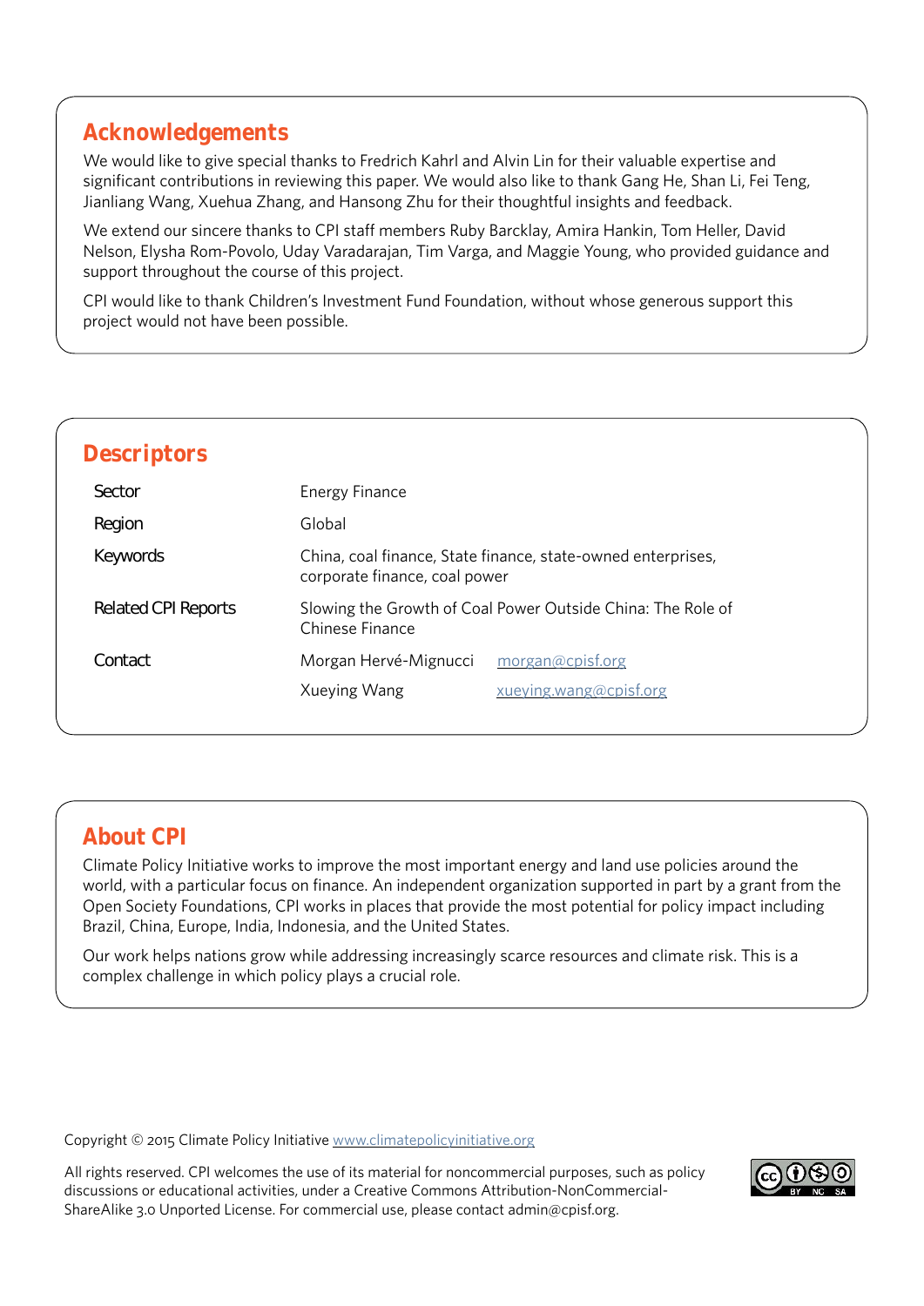## Acknowledgements

We would like to give special thanks to Fredrich Kahrl and Alvin Lin for their valuable expertise and significant contributions in reviewing this paper. We would also like to thank Gang He, Shan Li, Fei Teng, Jianliang Wang, Xuehua Zhang, and Hansong Zhu for their thoughtful insights and feedback.

We extend our sincere thanks to CPI staff members Ruby Barcklay, Amira Hankin, Tom Heller, David Nelson, Elysha Rom-Povolo, Uday Varadarajan, Tim Varga, and Maggie Young, who provided guidance and support throughout the course of this project.

CPI would like to thank Children's Investment Fund Foundation, without whose generous support this project would not have been possible.

## Descriptors

| | | |
|---|---|---|
| Sector | Energy Finance | |
| Region | Global | |
| Keywords | China, coal finance, State finance, state-owned enterprises, corporate finance, coal power | |
| Related CPI Reports | Slowing the Growth of Coal Power Outside China: The Role of Chinese Finance | |
| Contact | Morgan Hervé-Mignucci | morgan@cpisf.org |
| | Xueying Wang | xueying.wang@cpisf.org |

## About CPI

Climate Policy Initiative works to improve the most important energy and land use policies around the world, with a particular focus on finance. An independent organization supported in part by a grant from the Open Society Foundations, CPI works in places that provide the most potential for policy impact including Brazil, China, Europe, India, Indonesia, and the United States.

Our work helps nations grow while addressing increasingly scarce resources and climate risk. This is a complex challenge in which policy plays a crucial role.

Copyright © 2015 Climate Policy Initiative www.climatepolicyinitiative.org

All rights reserved. CPI welcomes the use of its material for noncommercial purposes, such as policy discussions or educational activities, under a Creative Commons Attribution-NonCommercial-ShareAlike 3.0 Unported License. For commercial use, please contact admin@cpisf.org.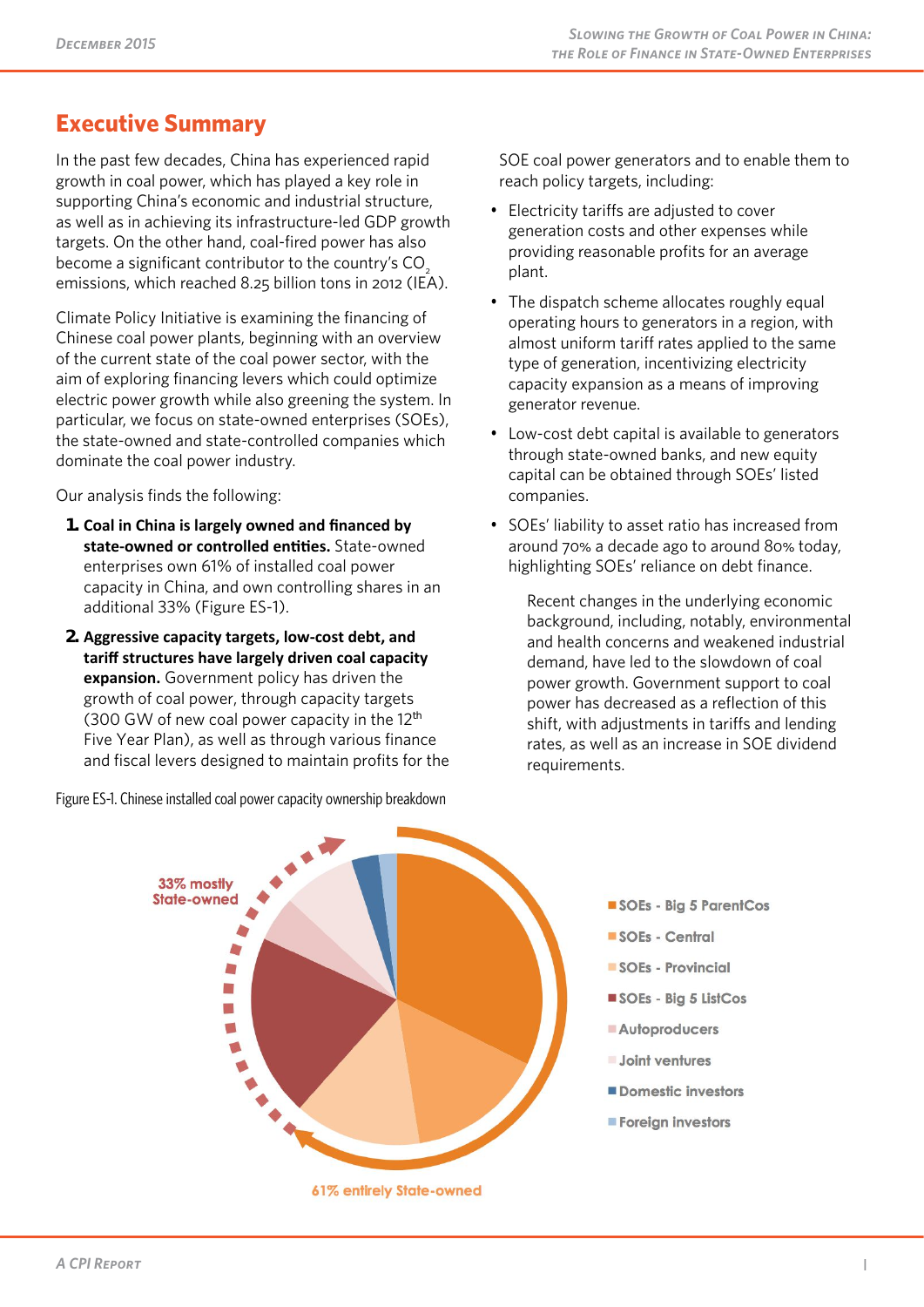## Executive Summary

In the past few decades, China has experienced rapid growth in coal power, which has played a key role in supporting China's economic and industrial structure, as well as in achieving its infrastructure-led GDP growth targets. On the other hand, coal-fired power has also become a significant contributor to the country's $CO_2$ emissions, which reached 8.25 billion tons in 2012 (IEA).

Climate Policy Initiative is examining the financing of Chinese coal power plants, beginning with an overview of the current state of the coal power sector, with the aim of exploring financing levers which could optimize electric power growth while also greening the system. In particular, we focus on state-owned enterprises (SOEs), the state-owned and state-controlled companies which dominate the coal power industry.

Our analysis finds the following:

1. **Coal in China is largely owned and financed by state-owned or controlled entities.** State-owned enterprises own 61% of installed coal power capacity in China, and own controlling shares in an additional 33% (Figure ES-1).
2. **Aggressive capacity targets, low-cost debt, and tariff structures have largely driven coal capacity expansion.** Government policy has driven the growth of coal power, through capacity targets (300 GW of new coal power capacity in the 12th Five Year Plan), as well as through various finance and fiscal levers designed to maintain profits for the SOE coal power generators and to enable them to reach policy targets, including:
   - Electricity tariffs are adjusted to cover generation costs and other expenses while providing reasonable profits for an average plant.
   - The dispatch scheme allocates roughly equal operating hours to generators in a region, with almost uniform tariff rates applied to the same type of generation, incentivizing electricity capacity expansion as a means of improving generator revenue.
   - Low-cost debt capital is available to generators through state-owned banks, and new equity capital can be obtained through SOEs' listed companies.
   - SOEs' liability to asset ratio has increased from around 70% a decade ago to around 80% today, highlighting SOEs' reliance on debt finance.

   Recent changes in the underlying economic background, including, notably, environmental and health concerns and weakened industrial demand, have led to the slowdown of coal power growth. Government support to coal power has decreased as a reflection of this shift, with adjustments in tariffs and lending rates, as well as an increase in SOE dividend requirements.

Figure ES-1. Chinese installed coal power capacity ownership breakdown

33% mostly State-owned

61% entirely State-owned

- SOEs - Big 5 ParentCos
- SOEs - Central
- SOEs - Provincial
- SOEs - Big 5 ListCos
- Autoproducers
- Joint ventures
- Domestic investors
- Foreign investors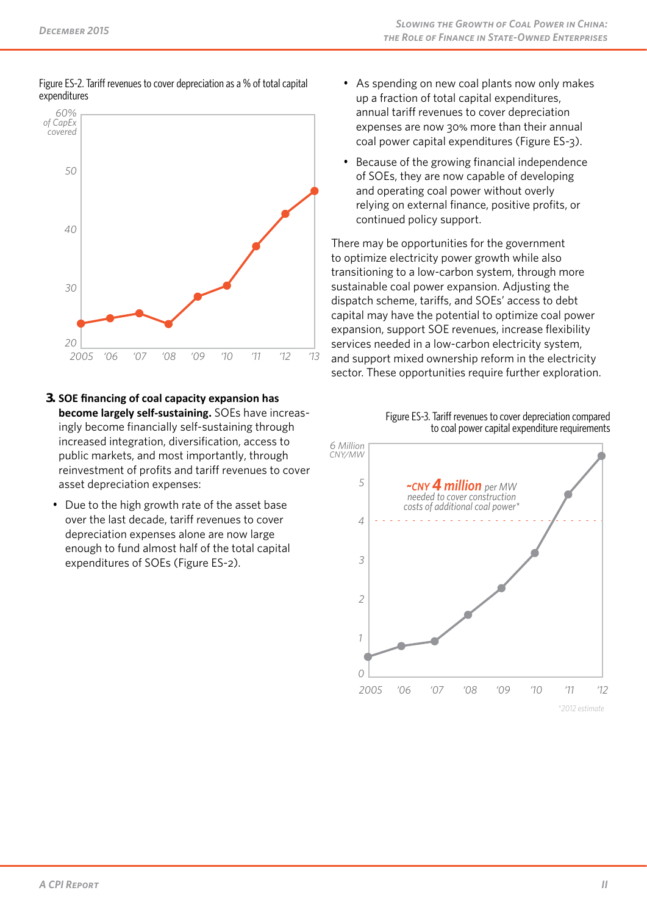Figure ES-2. Tariff revenues to cover depreciation as a % of total capital expenditures

3. **SOE financing of coal capacity expansion has become largely self-sustaining.** SOEs have increasingly become financially self-sustaining through increased integration, diversification, access to public markets, and most importantly, through reinvestment of profits and tariff revenues to cover asset depreciation expenses:

- Due to the high growth rate of the asset base over the last decade, tariff revenues to cover depreciation expenses alone are now large enough to fund almost half of the total capital expenditures of SOEs (Figure ES-2).
- As spending on new coal plants now only makes up a fraction of total capital expenditures, annual tariff revenues to cover depreciation expenses are now 30% more than their annual coal power capital expenditures (Figure ES-3).
- Because of the growing financial independence of SOEs, they are now capable of developing and operating coal power without overly relying on external finance, positive profits, or continued policy support.

There may be opportunities for the government to optimize electricity power growth while also transitioning to a low-carbon system, through more sustainable coal power expansion. Adjusting the dispatch scheme, tariffs, and SOEs' access to debt capital may have the potential to optimize coal power expansion, support SOE revenues, increase flexibility services needed in a low-carbon electricity system, and support mixed ownership reform in the electricity sector. These opportunities require further exploration.

Figure ES-3. Tariff revenues to cover depreciation compared to coal power capital expenditure requirements

*2012 estimate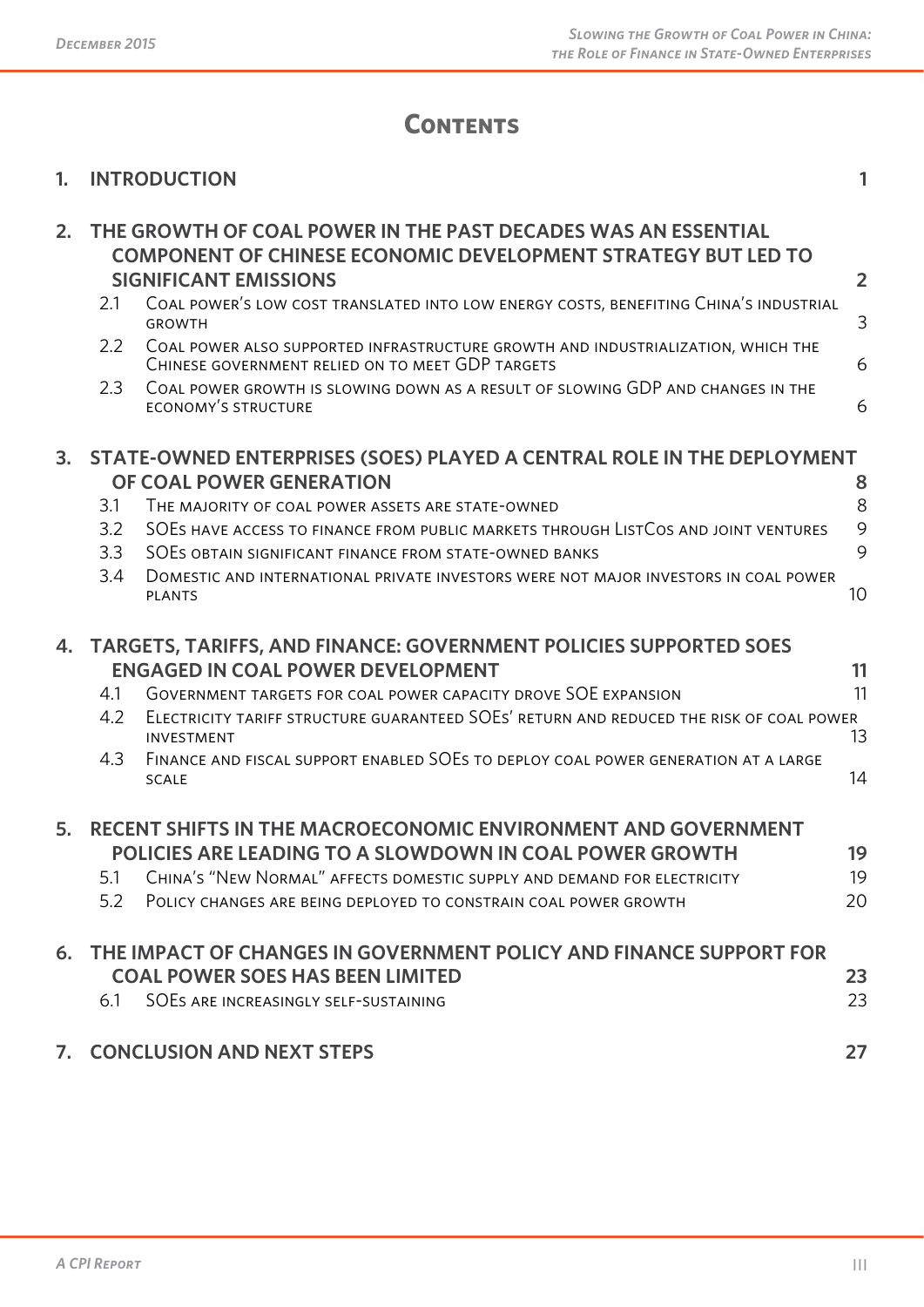# Contents

| | | |
|---|---|---|
| **1.** | **INTRODUCTION** | **1** |
| **2.** | **THE GROWTH OF COAL POWER IN THE PAST DECADES WAS AN ESSENTIAL COMPONENT OF CHINESE ECONOMIC DEVELOPMENT STRATEGY BUT LED TO SIGNIFICANT EMISSIONS** | **2** |
| 2.1 | Coal power's low cost translated into low energy costs, benefiting China's industrial growth | 3 |
| 2.2 | Coal power also supported infrastructure growth and industrialization, which the Chinese government relied on to meet GDP targets | 6 |
| 2.3 | Coal power growth is slowing down as a result of slowing GDP and changes in the economy's structure | 6 |
| **3.** | **STATE-OWNED ENTERPRISES (SOES) PLAYED A CENTRAL ROLE IN THE DEPLOYMENT OF COAL POWER GENERATION** | **8** |
| 3.1 | The majority of coal power assets are state-owned | 8 |
| 3.2 | SOEs have access to finance from public markets through ListCos and joint ventures | 9 |
| 3.3 | SOEs obtain significant finance from state-owned banks | 9 |
| 3.4 | Domestic and international private investors were not major investors in coal power plants | 10 |
| **4.** | **TARGETS, TARIFFS, AND FINANCE: GOVERNMENT POLICIES SUPPORTED SOES ENGAGED IN COAL POWER DEVELOPMENT** | **11** |
| 4.1 | Government targets for coal power capacity drove SOE expansion | 11 |
| 4.2 | Electricity tariff structure guaranteed SOEs' return and reduced the risk of coal power investment | 13 |
| 4.3 | Finance and fiscal support enabled SOEs to deploy coal power generation at a large scale | 14 |
| **5.** | **RECENT SHIFTS IN THE MACROECONOMIC ENVIRONMENT AND GOVERNMENT POLICIES ARE LEADING TO A SLOWDOWN IN COAL POWER GROWTH** | **19** |
| 5.1 | China's "New Normal" affects domestic supply and demand for electricity | 19 |
| 5.2 | Policy changes are being deployed to constrain coal power growth | 20 |
| **6.** | **THE IMPACT OF CHANGES IN GOVERNMENT POLICY AND FINANCE SUPPORT FOR COAL POWER SOES HAS BEEN LIMITED** | **23** |
| 6.1 | SOEs are increasingly self-sustaining | 23 |
| **7.** | **CONCLUSION AND NEXT STEPS** | **27** |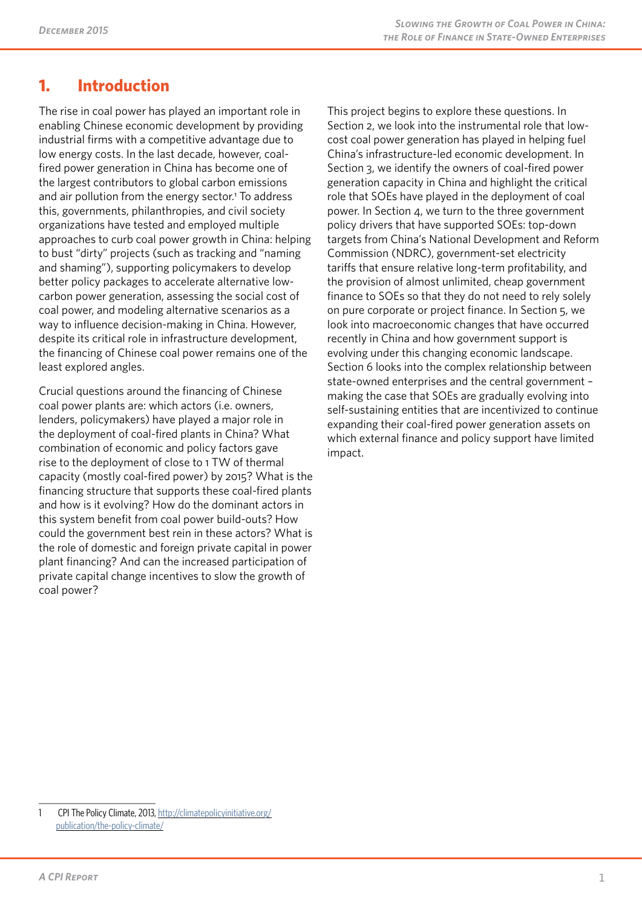# 1. Introduction

The rise in coal power has played an important role in enabling Chinese economic development by providing industrial firms with a competitive advantage due to low energy costs. In the last decade, however, coal-fired power generation in China has become one of the largest contributors to global carbon emissions and air pollution from the energy sector.[1] To address this, governments, philanthropies, and civil society organizations have tested and employed multiple approaches to curb coal power growth in China: helping to bust "dirty" projects (such as tracking and "naming and shaming"), supporting policymakers to develop better policy packages to accelerate alternative low-carbon power generation, assessing the social cost of coal power, and modeling alternative scenarios as a way to influence decision-making in China. However, despite its critical role in infrastructure development, the financing of Chinese coal power remains one of the least explored angles.

Crucial questions around the financing of Chinese coal power plants are: which actors (i.e. owners, lenders, policymakers) have played a major role in the deployment of coal-fired plants in China? What combination of economic and policy factors gave rise to the deployment of close to 1 TW of thermal capacity (mostly coal-fired power) by 2015? What is the financing structure that supports these coal-fired plants and how is it evolving? How do the dominant actors in this system benefit from coal power build-outs? How could the government best rein in these actors? What is the role of domestic and foreign private capital in power plant financing? And can the increased participation of private capital change incentives to slow the growth of coal power?

This project begins to explore these questions. In Section 2, we look into the instrumental role that low-cost coal power generation has played in helping fuel China's infrastructure-led economic development. In Section 3, we identify the owners of coal-fired power generation capacity in China and highlight the critical role that SOEs have played in the deployment of coal power. In Section 4, we turn to the three government policy drivers that have supported SOEs: top-down targets from China's National Development and Reform Commission (NDRC), government-set electricity tariffs that ensure relative long-term profitability, and the provision of almost unlimited, cheap government finance to SOEs so that they do not need to rely solely on pure corporate or project finance. In Section 5, we look into macroeconomic changes that have occurred recently in China and how government support is evolving under this changing economic landscape. Section 6 looks into the complex relationship between state-owned enterprises and the central government – making the case that SOEs are gradually evolving into self-sustaining entities that are incentivized to continue expanding their coal-fired power generation assets on which external finance and policy support have limited impact.

---

1 CPI The Policy Climate, 2013, http://climatepolicyinitiative.org/publication/the-policy-climate/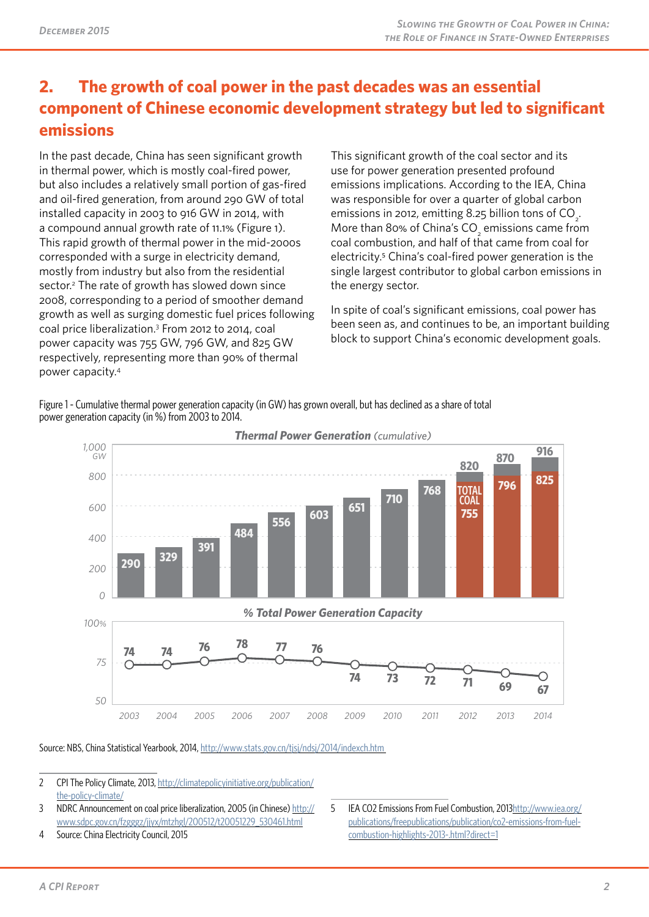## 2. The growth of coal power in the past decades was an essential component of Chinese economic development strategy but led to significant emissions

In the past decade, China has seen significant growth in thermal power, which is mostly coal-fired power, but also includes a relatively small portion of gas-fired and oil-fired generation, from around 290 GW of total installed capacity in 2003 to 916 GW in 2014, with a compound annual growth rate of 11.1% (Figure 1). This rapid growth of thermal power in the mid-2000s corresponded with a surge in electricity demand, mostly from industry but also from the residential sector.[2] The rate of growth has slowed down since 2008, corresponding to a period of smoother demand growth as well as surging domestic fuel prices following coal price liberalization.[3] From 2012 to 2014, coal power capacity was 755 GW, 796 GW, and 825 GW respectively, representing more than 90% of thermal power capacity.[4]

This significant growth of the coal sector and its use for power generation presented profound emissions implications. According to the IEA, China was responsible for over a quarter of global carbon emissions in 2012, emitting 8.25 billion tons of $CO_2$. More than 80% of China's $CO_2$ emissions came from coal combustion, and half of that came from coal for electricity.[5] China's coal-fired power generation is the single largest contributor to global carbon emissions in the energy sector.

In spite of coal's significant emissions, coal power has been seen as, and continues to be, an important building block to support China's economic development goals.

Figure 1 - Cumulative thermal power generation capacity (in GW) has grown overall, but has declined as a share of total power generation capacity (in %) from 2003 to 2014.

| Year | Thermal Power Generation (cumulative, GW) | Total Coal (GW) | % Total Power Generation Capacity |
|---|---|---|---|
| 2003 | 290 | | 74 |
| 2004 | 329 | | 74 |
| 2005 | 391 | | 76 |
| 2006 | 484 | | 78 |
| 2007 | 556 | | 77 |
| 2008 | 603 | | 76 |
| 2009 | 651 | | 74 |
| 2010 | 710 | | 73 |
| 2011 | 768 | | 72 |
| 2012 | 820 | 755 | 71 |
| 2013 | 870 | 796 | 69 |
| 2014 | 916 | 825 | 67 |

Source: NBS, China Statistical Yearbook, 2014, http://www.stats.gov.cn/tjsj/ndsj/2014/indexch.htm

2 CPI The Policy Climate, 2013, http://climatepolicyinitiative.org/publication/the-policy-climate/

3 NDRC Announcement on coal price liberalization, 2005 (in Chinese) http://www.sdpc.gov.cn/fzgggz/jjyx/mtzhgl/200512/t20051229_530461.html

4 Source: China Electricity Council, 2015

5 IEA CO2 Emissions From Fuel Combustion, 2013http://www.iea.org/publications/freepublications/publication/co2-emissions-from-fuel-combustion-highlights-2013-.html?direct=1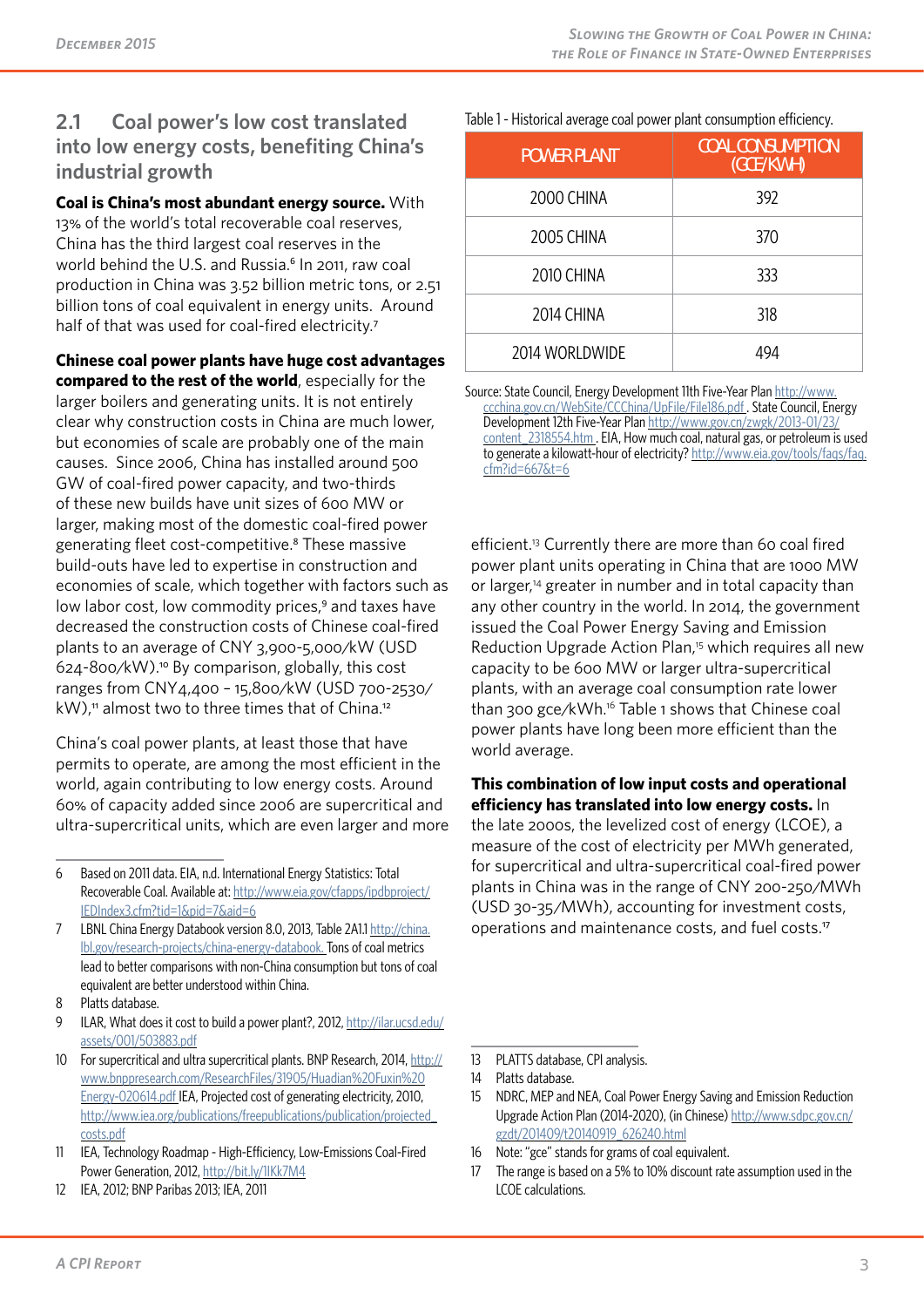## 2.1 Coal power's low cost translated into low energy costs, benefiting China's industrial growth

**Coal is China's most abundant energy source.** With 13% of the world's total recoverable coal reserves, China has the third largest coal reserves in the world behind the U.S. and Russia.[6] In 2011, raw coal production in China was 3.52 billion metric tons, or 2.51 billion tons of coal equivalent in energy units. Around half of that was used for coal-fired electricity.[7]

**Chinese coal power plants have huge cost advantages compared to the rest of the world**, especially for the larger boilers and generating units. It is not entirely clear why construction costs in China are much lower, but economies of scale are probably one of the main causes. Since 2006, China has installed around 500 GW of coal-fired power capacity, and two-thirds of these new builds have unit sizes of 600 MW or larger, making most of the domestic coal-fired power generating fleet cost-competitive.[8] These massive build-outs have led to expertise in construction and economies of scale, which together with factors such as low labor cost, low commodity prices,[9] and taxes have decreased the construction costs of Chinese coal-fired plants to an average of CNY 3,900-5,000/kW (USD 624-800/kW).[10] By comparison, globally, this cost ranges from CNY4,400 – 15,800/kW (USD 700-2530/kW),[11] almost two to three times that of China.[12]

China's coal power plants, at least those that have permits to operate, are among the most efficient in the world, again contributing to low energy costs. Around 60% of capacity added since 2006 are supercritical and ultra-supercritical units, which are even larger and more efficient.[13] Currently there are more than 60 coal fired power plant units operating in China that are 1000 MW or larger,[14] greater in number and in total capacity than any other country in the world. In 2014, the government issued the Coal Power Energy Saving and Emission Reduction Upgrade Action Plan,[15] which requires all new capacity to be 600 MW or larger ultra-supercritical plants, with an average coal consumption rate lower than 300 gce/kWh.[16] Table 1 shows that Chinese coal power plants have long been more efficient than the world average.

Table 1 - Historical average coal power plant consumption efficiency.

| POWER PLANT | COAL CONSUMPTION (GCE/KWH) |
|---|---|
| 2000 CHINA | 392 |
| 2005 CHINA | 370 |
| 2010 CHINA | 333 |
| 2014 CHINA | 318 |
| 2014 WORLDWIDE | 494 |

Source: State Council, Energy Development 11th Five-Year Plan http://www.ccchina.gov.cn/WebSite/CCChina/UpFile/File186.pdf. State Council, Energy Development 12th Five-Year Plan http://www.gov.cn/zwgk/2013-01/23/content_2318554.htm. EIA, How much coal, natural gas, or petroleum is used to generate a kilowatt-hour of electricity? http://www.eia.gov/tools/faqs/faq.cfm?id=667&t=6

**This combination of low input costs and operational efficiency has translated into low energy costs.** In the late 2000s, the levelized cost of energy (LCOE), a measure of the cost of electricity per MWh generated, for supercritical and ultra-supercritical coal-fired power plants in China was in the range of CNY 200-250/MWh (USD 30-35/MWh), accounting for investment costs, operations and maintenance costs, and fuel costs.[17]

---

6 Based on 2011 data. EIA, n.d. International Energy Statistics: Total Recoverable Coal. Available at: http://www.eia.gov/cfapps/ipdbproject/IEDIndex3.cfm?tid=1&pid=7&aid=6

7 LBNL China Energy Databook version 8.0, 2013, Table 2A1.1 http://china.lbl.gov/research-projects/china-energy-databook. Tons of coal metrics lead to better comparisons with non-China consumption but tons of coal equivalent are better understood within China.

8 Platts database.

9 ILAR, What does it cost to build a power plant?, 2012, http://ilar.ucsd.edu/assets/001/503883.pdf

10 For supercritical and ultra supercritical plants. BNP Research, 2014, http://www.bnppresearch.com/ResearchFiles/31905/Huadian%20Fuxin%20Energy-020614.pdf IEA, Projected cost of generating electricity, 2010, http://www.iea.org/publications/freepublications/publication/projected_costs.pdf

11 IEA, Technology Roadmap - High-Efficiency, Low-Emissions Coal-Fired Power Generation, 2012, http://bit.ly/1IKk7M4

12 IEA, 2012; BNP Paribas 2013; IEA, 2011

13 PLATTS database, CPI analysis.

14 Platts database.

15 NDRC, MEP and NEA, Coal Power Energy Saving and Emission Reduction Upgrade Action Plan (2014-2020), (in Chinese) http://www.sdpc.gov.cn/gzdt/201409/t20140919_626240.html

16 Note: "gce" stands for grams of coal equivalent.

17 The range is based on a 5% to 10% discount rate assumption used in the LCOE calculations.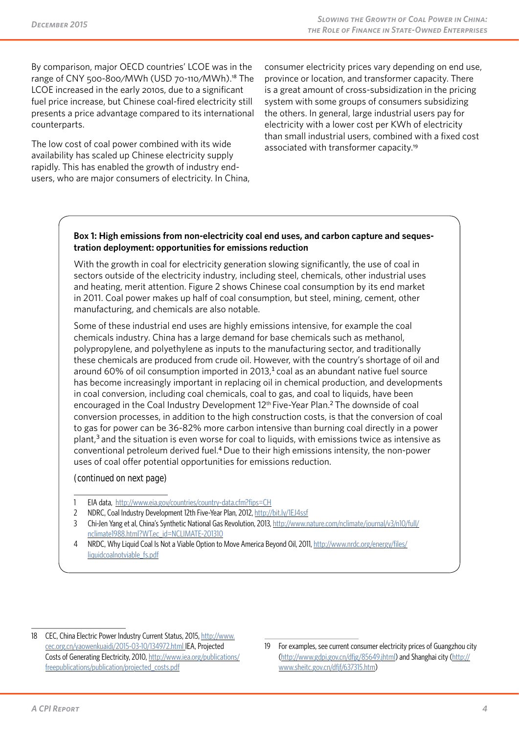By comparison, major OECD countries' LCOE was in the range of CNY 500-800/MWh (USD 70-110/MWh).[18] The LCOE increased in the early 2010s, due to a significant fuel price increase, but Chinese coal-fired electricity still presents a price advantage compared to its international counterparts.

The low cost of coal power combined with its wide availability has scaled up Chinese electricity supply rapidly. This has enabled the growth of industry end-users, who are major consumers of electricity. In China, consumer electricity prices vary depending on end use, province or location, and transformer capacity. There is a great amount of cross-subsidization in the pricing system with some groups of consumers subsidizing the others. In general, large industrial users pay for electricity with a lower cost per KWh of electricity than small industrial users, combined with a fixed cost associated with transformer capacity.[19]

**Box 1: High emissions from non-electricity coal end uses, and carbon capture and sequestration deployment: opportunities for emissions reduction**

With the growth in coal for electricity generation slowing significantly, the use of coal in sectors outside of the electricity industry, including steel, chemicals, other industrial uses and heating, merit attention. Figure 2 shows Chinese coal consumption by its end market in 2011. Coal power makes up half of coal consumption, but steel, mining, cement, other manufacturing, and chemicals are also notable.

Some of these industrial end uses are highly emissions intensive, for example the coal chemicals industry. China has a large demand for base chemicals such as methanol, polypropylene, and polyethylene as inputs to the manufacturing sector, and traditionally these chemicals are produced from crude oil. However, with the country's shortage of oil and around 60% of oil consumption imported in 2013,[1] coal as an abundant native fuel source has become increasingly important in replacing oil in chemical production, and developments in coal conversion, including coal chemicals, coal to gas, and coal to liquids, have been encouraged in the Coal Industry Development 12th Five-Year Plan.[2] The downside of coal conversion processes, in addition to the high construction costs, is that the conversion of coal to gas for power can be 36-82% more carbon intensive than burning coal directly in a power plant,[3] and the situation is even worse for coal to liquids, with emissions twice as intensive as conventional petroleum derived fuel.[4] Due to their high emissions intensity, the non-power uses of coal offer potential opportunities for emissions reduction.

(continued on next page)

1 EIA data, http://www.eia.gov/countries/country-data.cfm?fips=CH

2 NDRC, Coal Industry Development 12th Five-Year Plan, 2012, http://bit.ly/1EJ4ssf

3 Chi-Jen Yang et al, China's Synthetic National Gas Revolution, 2013, http://www.nature.com/nclimate/journal/v3/n10/full/nclimate1988.html?WT.ec_id=NCLIMATE-201310

4 NRDC, Why Liquid Coal Is Not a Viable Option to Move America Beyond Oil, 2011, http://www.nrdc.org/energy/files/liquidcoalnotviable_fs.pdf

18 CEC, China Electric Power Industry Current Status, 2015, http://www.cec.org.cn/yaowenkuaidi/2015-03-10/134972.html IEA, Projected Costs of Generating Electricity, 2010, http://www.iea.org/publications/freepublications/publication/projected_costs.pdf

19 For examples, see current consumer electricity prices of Guangzhou city (http://www.gdpi.gov.cn/dfjg/85649.jhtml) and Shanghai city (http://www.sheitc.gov.cn/dfjf/637315.htm)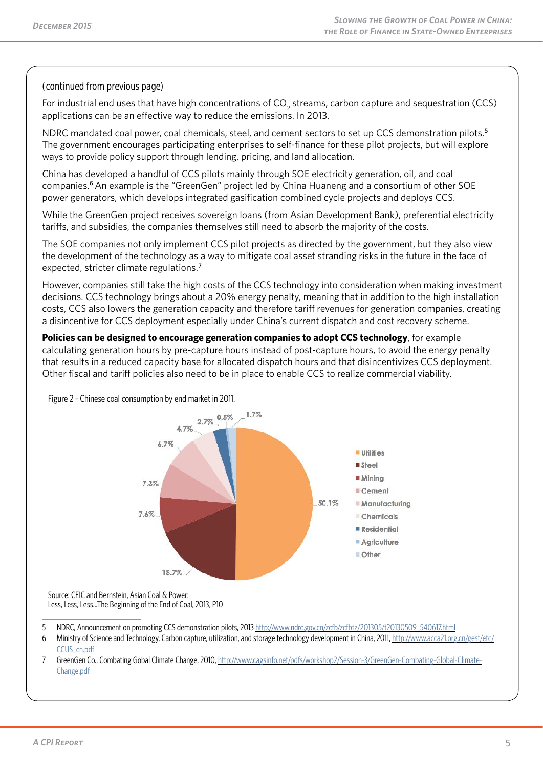(continued from previous page)

For industrial end uses that have high concentrations of $CO_2$ streams, carbon capture and sequestration (CCS) applications can be an effective way to reduce the emissions. In 2013,

NDRC mandated coal power, coal chemicals, steel, and cement sectors to set up CCS demonstration pilots.[5] The government encourages participating enterprises to self-finance for these pilot projects, but will explore ways to provide policy support through lending, pricing, and land allocation.

China has developed a handful of CCS pilots mainly through SOE electricity generation, oil, and coal companies.[6] An example is the "GreenGen" project led by China Huaneng and a consortium of other SOE power generators, which develops integrated gasification combined cycle projects and deploys CCS.

While the GreenGen project receives sovereign loans (from Asian Development Bank), preferential electricity tariffs, and subsidies, the companies themselves still need to absorb the majority of the costs.

The SOE companies not only implement CCS pilot projects as directed by the government, but they also view the development of the technology as a way to mitigate coal asset stranding risks in the future in the face of expected, stricter climate regulations.[7]

However, companies still take the high costs of the CCS technology into consideration when making investment decisions. CCS technology brings about a 20% energy penalty, meaning that in addition to the high installation costs, CCS also lowers the generation capacity and therefore tariff revenues for generation companies, creating a disincentive for CCS deployment especially under China's current dispatch and cost recovery scheme.

**Policies can be designed to encourage generation companies to adopt CCS technology**, for example calculating generation hours by pre-capture hours instead of post-capture hours, to avoid the energy penalty that results in a reduced capacity base for allocated dispatch hours and that disincentivizes CCS deployment. Other fiscal and tariff policies also need to be in place to enable CCS to realize commercial viability.

Figure 2 - Chinese coal consumption by end market in 2011.

| End market | Share |
| --- | --- |
| Utilities | 50.1% |
| Steel | 18.7% |
| Mining | 7.6% |
| Cement | 7.3% |
| Manufacturing | 6.7% |
| Chemicals | 4.7% |
| Residential | 2.7% |
| Agriculture | 0.5% |
| Other | 1.7% |

Source: CEIC and Bernstein, Asian Coal & Power: Less, Less, Less...The Beginning of the End of Coal, 2013, P10

5 NDRC, Announcement on promoting CCS demonstration pilots, 2013 http://www.ndrc.gov.cn/zcfb/zcfbtz/201305/t20130509_540617.html

6 Ministry of Science and Technology, Carbon capture, utilization, and storage technology development in China, 2011, http://www.acca21.org.cn/gest/etc/CCUS_cn.pdf

7 GreenGen Co., Combating Gobal Climate Change, 2010, http://www.cagsinfo.net/pdfs/workshop2/Session-3/GreenGen-Combating-Global-Climate-Change.pdf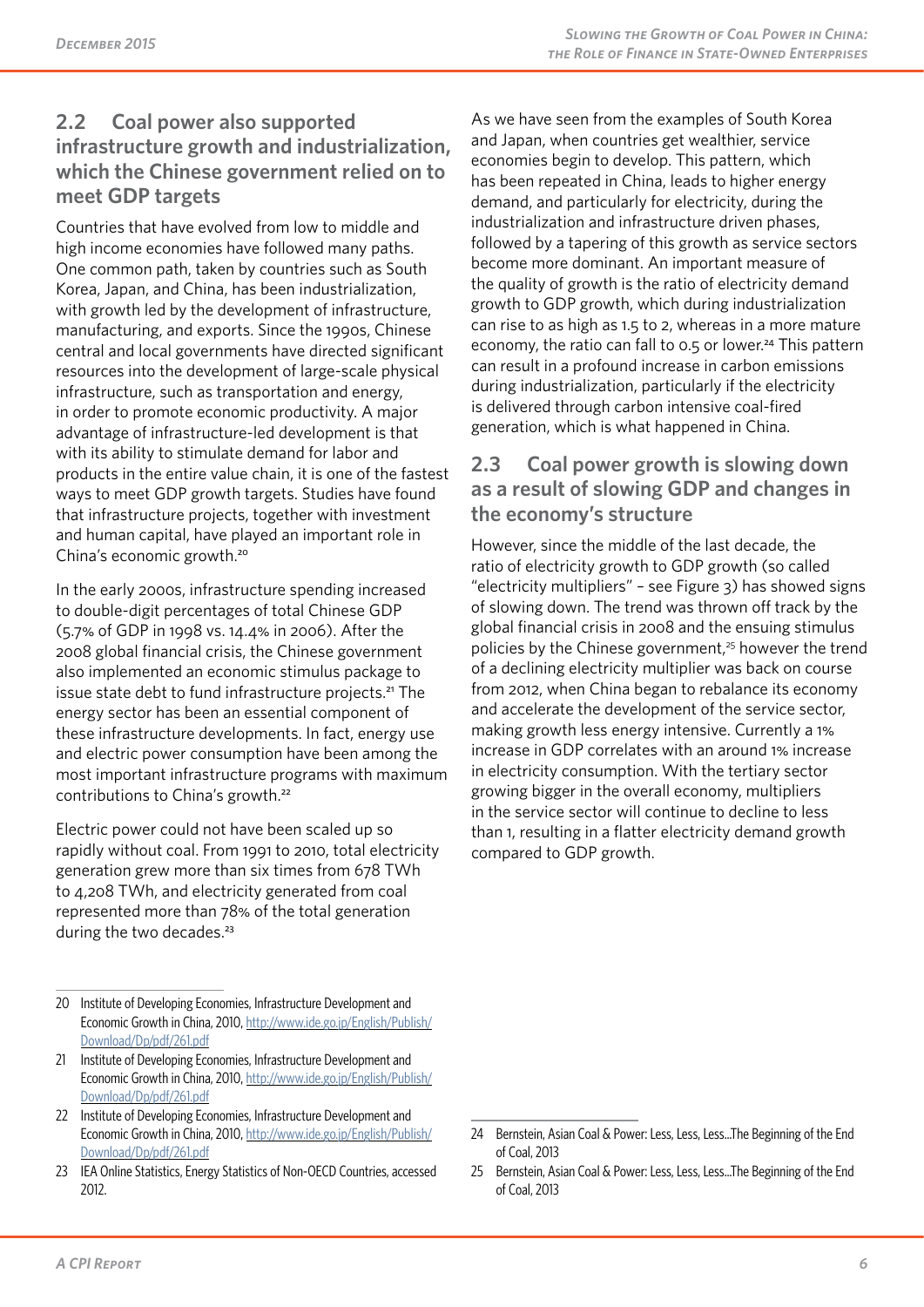## 2.2 Coal power also supported infrastructure growth and industrialization, which the Chinese government relied on to meet GDP targets

Countries that have evolved from low to middle and high income economies have followed many paths. One common path, taken by countries such as South Korea, Japan, and China, has been industrialization, with growth led by the development of infrastructure, manufacturing, and exports. Since the 1990s, Chinese central and local governments have directed significant resources into the development of large-scale physical infrastructure, such as transportation and energy, in order to promote economic productivity. A major advantage of infrastructure-led development is that with its ability to stimulate demand for labor and products in the entire value chain, it is one of the fastest ways to meet GDP growth targets. Studies have found that infrastructure projects, together with investment and human capital, have played an important role in China's economic growth.[20]

In the early 2000s, infrastructure spending increased to double-digit percentages of total Chinese GDP (5.7% of GDP in 1998 vs. 14.4% in 2006). After the 2008 global financial crisis, the Chinese government also implemented an economic stimulus package to issue state debt to fund infrastructure projects.[21] The energy sector has been an essential component of these infrastructure developments. In fact, energy use and electric power consumption have been among the most important infrastructure programs with maximum contributions to China's growth.[22]

Electric power could not have been scaled up so rapidly without coal. From 1991 to 2010, total electricity generation grew more than six times from 678 TWh to 4,208 TWh, and electricity generated from coal represented more than 78% of the total generation during the two decades.[23]

As we have seen from the examples of South Korea and Japan, when countries get wealthier, service economies begin to develop. This pattern, which has been repeated in China, leads to higher energy demand, and particularly for electricity, during the industrialization and infrastructure driven phases, followed by a tapering of this growth as service sectors become more dominant. An important measure of the quality of growth is the ratio of electricity demand growth to GDP growth, which during industrialization can rise to as high as 1.5 to 2, whereas in a more mature economy, the ratio can fall to 0.5 or lower.[24] This pattern can result in a profound increase in carbon emissions during industrialization, particularly if the electricity is delivered through carbon intensive coal-fired generation, which is what happened in China.

## 2.3 Coal power growth is slowing down as a result of slowing GDP and changes in the economy's structure

However, since the middle of the last decade, the ratio of electricity growth to GDP growth (so called "electricity multipliers" – see Figure 3) has showed signs of slowing down. The trend was thrown off track by the global financial crisis in 2008 and the ensuing stimulus policies by the Chinese government,[25] however the trend of a declining electricity multiplier was back on course from 2012, when China began to rebalance its economy and accelerate the development of the service sector, making growth less energy intensive. Currently a 1% increase in GDP correlates with an around 1% increase in electricity consumption. With the tertiary sector growing bigger in the overall economy, multipliers in the service sector will continue to decline to less than 1, resulting in a flatter electricity demand growth compared to GDP growth.

---

20 Institute of Developing Economies, Infrastructure Development and Economic Growth in China, 2010, http://www.ide.go.jp/English/Publish/Download/Dp/pdf/261.pdf

21 Institute of Developing Economies, Infrastructure Development and Economic Growth in China, 2010, http://www.ide.go.jp/English/Publish/Download/Dp/pdf/261.pdf

22 Institute of Developing Economies, Infrastructure Development and Economic Growth in China, 2010, http://www.ide.go.jp/English/Publish/Download/Dp/pdf/261.pdf

23 IEA Online Statistics, Energy Statistics of Non-OECD Countries, accessed 2012.

24 Bernstein, Asian Coal & Power: Less, Less, Less...The Beginning of the End of Coal, 2013

25 Bernstein, Asian Coal & Power: Less, Less, Less...The Beginning of the End of Coal, 2013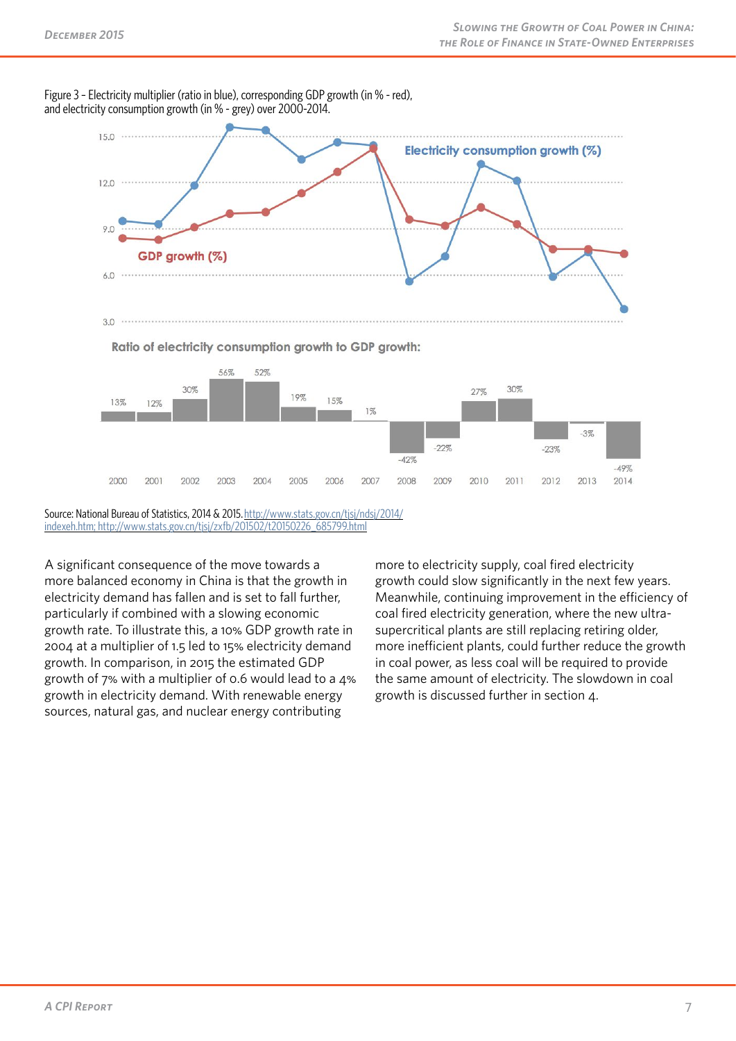Figure 3 - Electricity multiplier (ratio in blue), corresponding GDP growth (in % - red), and electricity consumption growth (in % - grey) over 2000-2014.

Source: National Bureau of Statistics, 2014 & 2015. http://www.stats.gov.cn/tjsj/ndsj/2014/indexeh.htm; http://www.stats.gov.cn/tjsj/zxfb/201502/t20150226_685799.html

A significant consequence of the move towards a more balanced economy in China is that the growth in electricity demand has fallen and is set to fall further, particularly if combined with a slowing economic growth rate. To illustrate this, a 10% GDP growth rate in 2004 at a multiplier of 1.5 led to 15% electricity demand growth. In comparison, in 2015 the estimated GDP growth of 7% with a multiplier of 0.6 would lead to a 4% growth in electricity demand. With renewable energy sources, natural gas, and nuclear energy contributing more to electricity supply, coal fired electricity growth could slow significantly in the next few years. Meanwhile, continuing improvement in the efficiency of coal fired electricity generation, where the new ultra-supercritical plants are still replacing retiring older, more inefficient plants, could further reduce the growth in coal power, as less coal will be required to provide the same amount of electricity. The slowdown in coal growth is discussed further in section 4.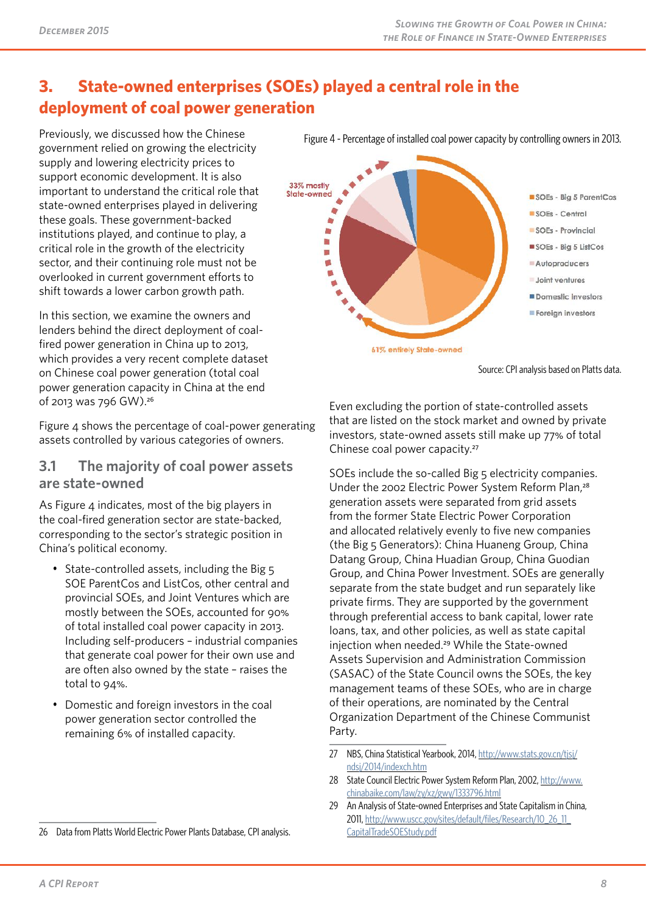# 3. State-owned enterprises (SOEs) played a central role in the deployment of coal power generation

Previously, we discussed how the Chinese government relied on growing the electricity supply and lowering electricity prices to support economic development. It is also important to understand the critical role that state-owned enterprises played in delivering these goals. These government-backed institutions played, and continue to play, a critical role in the growth of the electricity sector, and their continuing role must not be overlooked in current government efforts to shift towards a lower carbon growth path.

In this section, we examine the owners and lenders behind the direct deployment of coal-fired power generation in China up to 2013, which provides a very recent complete dataset on Chinese coal power generation (total coal power generation capacity in China at the end of 2013 was 796 GW).[26]

Figure 4 shows the percentage of coal-power generating assets controlled by various categories of owners.

Figure 4 - Percentage of installed coal power capacity by controlling owners in 2013.

33% mostly State-owned

61% entirely State-owned

- SOEs - Big 5 ParentCos
- SOEs - Central
- SOEs - Provincial
- SOEs - Big 5 ListCos
- Autoproducers
- Joint ventures
- Domestic investors
- Foreign investors

Source: CPI analysis based on Platts data.

## 3.1 The majority of coal power assets are state-owned

As Figure 4 indicates, most of the big players in the coal-fired generation sector are state-backed, corresponding to the sector's strategic position in China's political economy.

- State-controlled assets, including the Big 5 SOE ParentCos and ListCos, other central and provincial SOEs, and Joint Ventures which are mostly between the SOEs, accounted for 90% of total installed coal power capacity in 2013. Including self-producers – industrial companies that generate coal power for their own use and are often also owned by the state – raises the total to 94%.
- Domestic and foreign investors in the coal power generation sector controlled the remaining 6% of installed capacity.

Even excluding the portion of state-controlled assets that are listed on the stock market and owned by private investors, state-owned assets still make up 77% of total Chinese coal power capacity.[27]

SOEs include the so-called Big 5 electricity companies. Under the 2002 Electric Power System Reform Plan,[28] generation assets were separated from grid assets from the former State Electric Power Corporation and allocated relatively evenly to five new companies (the Big 5 Generators): China Huaneng Group, China Datang Group, China Huadian Group, China Guodian Group, and China Power Investment. SOEs are generally separate from the state budget and run separately like private firms. They are supported by the government through preferential access to bank capital, lower rate loans, tax, and other policies, as well as state capital injection when needed.[29] While the State-owned Assets Supervision and Administration Commission (SASAC) of the State Council owns the SOEs, the key management teams of these SOEs, who are in charge of their operations, are nominated by the Central Organization Department of the Chinese Communist Party.

26 Data from Platts World Electric Power Plants Database, CPI analysis.

27 NBS, China Statistical Yearbook, 2014, http://www.stats.gov.cn/tjsj/ndsj/2014/indexch.htm

28 State Council Electric Power System Reform Plan, 2002, http://www.chinabaike.com/law/zy/xz/gwy/1333796.html

29 An Analysis of State-owned Enterprises and State Capitalism in China, 2011, http://www.uscc.gov/sites/default/files/Research/10_26_11_CapitalTradeSOEStudy.pdf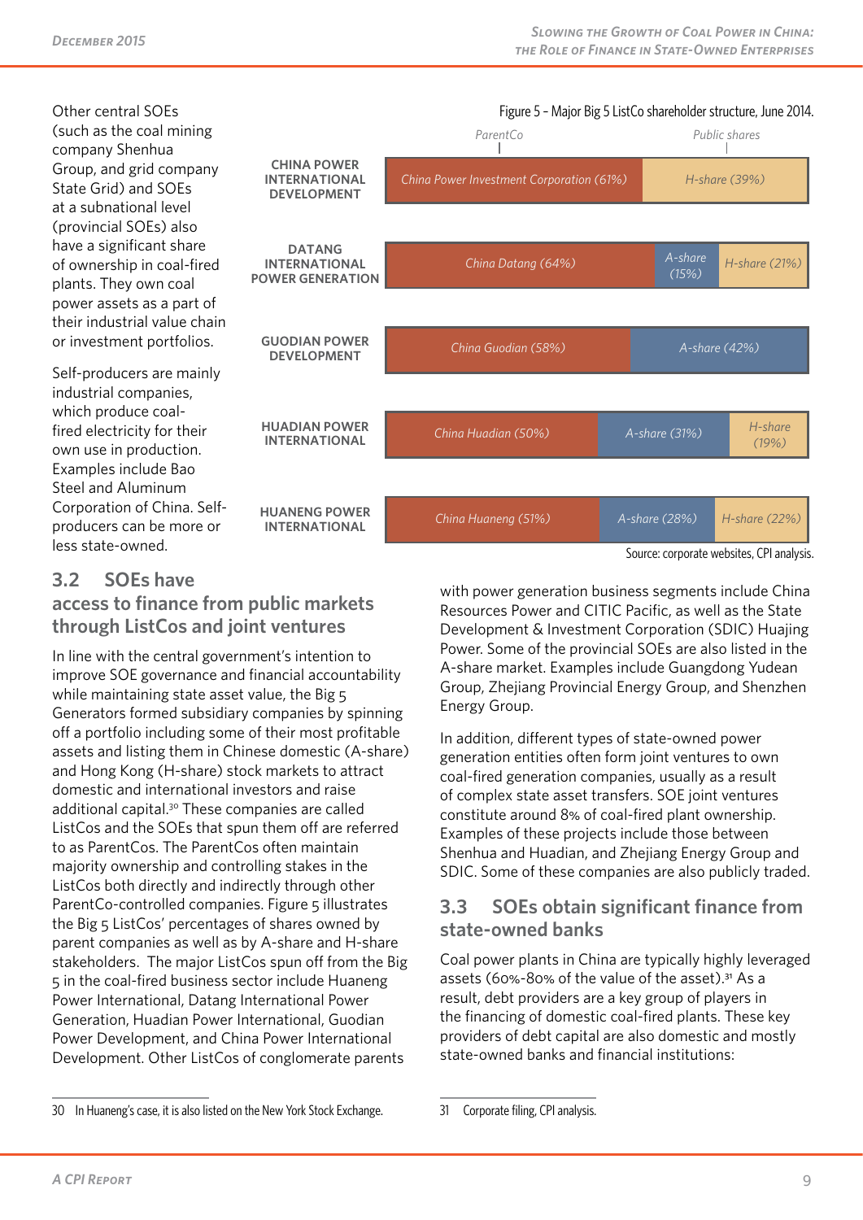Other central SOEs (such as the coal mining company Shenhua Group, and grid company State Grid) and SOEs at a subnational level (provincial SOEs) also have a significant share of ownership in coal-fired plants. They own coal power assets as a part of their industrial value chain or investment portfolios.

Self-producers are mainly industrial companies, which produce coal-fired electricity for their own use in production. Examples include Bao Steel and Aluminum Corporation of China. Self-producers can be more or less state-owned.

Figure 5 – Major Big 5 ListCo shareholder structure, June 2014.

| ListCo | ParentCo | Public shares | |
|---|---|---|---|
| CHINA POWER INTERNATIONAL DEVELOPMENT | China Power Investment Corporation (61%) | H-share (39%) | |
| DATANG INTERNATIONAL POWER GENERATION | China Datang (64%) | A-share (15%) | H-share (21%) |
| GUODIAN POWER DEVELOPMENT | China Guodian (58%) | A-share (42%) | |
| HUADIAN POWER INTERNATIONAL | China Huadian (50%) | A-share (31%) | H-share (19%) |
| HUANENG POWER INTERNATIONAL | China Huaneng (51%) | A-share (28%) | H-share (22%) |

Source: corporate websites, CPI analysis.

## 3.2 SOEs have access to finance from public markets through ListCos and joint ventures

In line with the central government's intention to improve SOE governance and financial accountability while maintaining state asset value, the Big 5 Generators formed subsidiary companies by spinning off a portfolio including some of their most profitable assets and listing them in Chinese domestic (A-share) and Hong Kong (H-share) stock markets to attract domestic and international investors and raise additional capital.[30] These companies are called ListCos and the SOEs that spun them off are referred to as ParentCos. The ParentCos often maintain majority ownership and controlling stakes in the ListCos both directly and indirectly through other ParentCo-controlled companies. Figure 5 illustrates the Big 5 ListCos' percentages of shares owned by parent companies as well as by A-share and H-share stakeholders. The major ListCos spun off from the Big 5 in the coal-fired business sector include Huaneng Power International, Datang International Power Generation, Huadian Power International, Guodian Power Development, and China Power International Development. Other ListCos of conglomerate parents with power generation business segments include China Resources Power and CITIC Pacific, as well as the State Development & Investment Corporation (SDIC) Huajing Power. Some of the provincial SOEs are also listed in the A-share market. Examples include Guangdong Yudean Group, Zhejiang Provincial Energy Group, and Shenzhen Energy Group.

In addition, different types of state-owned power generation entities often form joint ventures to own coal-fired generation companies, usually as a result of complex state asset transfers. SOE joint ventures constitute around 8% of coal-fired plant ownership. Examples of these projects include those between Shenhua and Huadian, and Zhejiang Energy Group and SDIC. Some of these companies are also publicly traded.

## 3.3 SOEs obtain significant finance from state-owned banks

Coal power plants in China are typically highly leveraged assets (60%-80% of the value of the asset).[31] As a result, debt providers are a key group of players in the financing of domestic coal-fired plants. These key providers of debt capital are also domestic and mostly state-owned banks and financial institutions:

30 In Huaneng's case, it is also listed on the New York Stock Exchange.

31 Corporate filing, CPI analysis.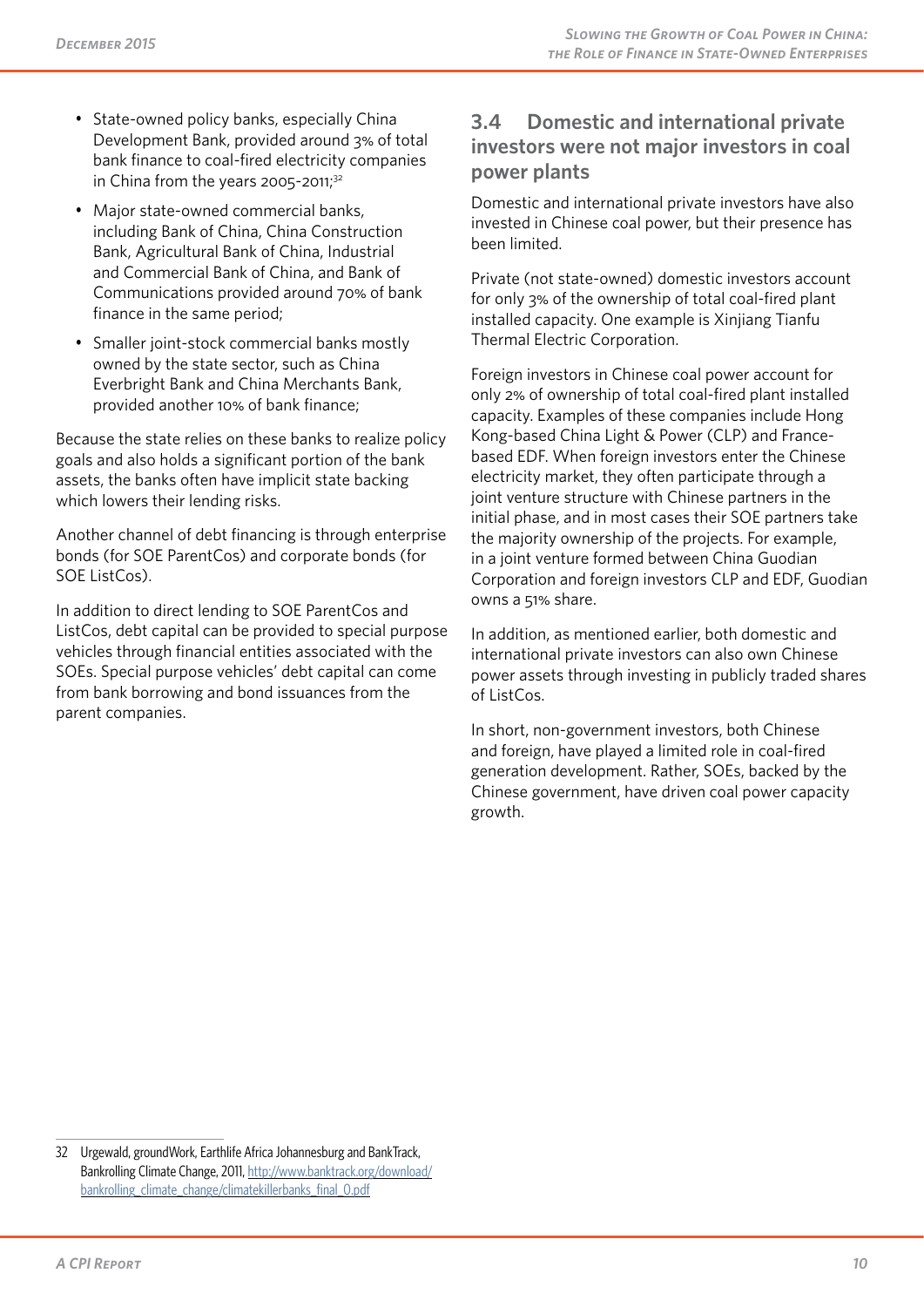- State-owned policy banks, especially China Development Bank, provided around 3% of total bank finance to coal-fired electricity companies in China from the years 2005-2011;[32]
- Major state-owned commercial banks, including Bank of China, China Construction Bank, Agricultural Bank of China, Industrial and Commercial Bank of China, and Bank of Communications provided around 70% of bank finance in the same period;
- Smaller joint-stock commercial banks mostly owned by the state sector, such as China Everbright Bank and China Merchants Bank, provided another 10% of bank finance;

Because the state relies on these banks to realize policy goals and also holds a significant portion of the bank assets, the banks often have implicit state backing which lowers their lending risks.

Another channel of debt financing is through enterprise bonds (for SOE ParentCos) and corporate bonds (for SOE ListCos).

In addition to direct lending to SOE ParentCos and ListCos, debt capital can be provided to special purpose vehicles through financial entities associated with the SOEs. Special purpose vehicles' debt capital can come from bank borrowing and bond issuances from the parent companies.

## 3.4 Domestic and international private investors were not major investors in coal power plants

Domestic and international private investors have also invested in Chinese coal power, but their presence has been limited.

Private (not state-owned) domestic investors account for only 3% of the ownership of total coal-fired plant installed capacity. One example is Xinjiang Tianfu Thermal Electric Corporation.

Foreign investors in Chinese coal power account for only 2% of ownership of total coal-fired plant installed capacity. Examples of these companies include Hong Kong-based China Light & Power (CLP) and France-based EDF. When foreign investors enter the Chinese electricity market, they often participate through a joint venture structure with Chinese partners in the initial phase, and in most cases their SOE partners take the majority ownership of the projects. For example, in a joint venture formed between China Guodian Corporation and foreign investors CLP and EDF, Guodian owns a 51% share.

In addition, as mentioned earlier, both domestic and international private investors can also own Chinese power assets through investing in publicly traded shares of ListCos.

In short, non-government investors, both Chinese and foreign, have played a limited role in coal-fired generation development. Rather, SOEs, backed by the Chinese government, have driven coal power capacity growth.

---

32 Urgewald, groundWork, Earthlife Africa Johannesburg and BankTrack, Bankrolling Climate Change, 2011, http://www.banktrack.org/download/bankrolling_climate_change/climatekillerbanks_final_0.pdf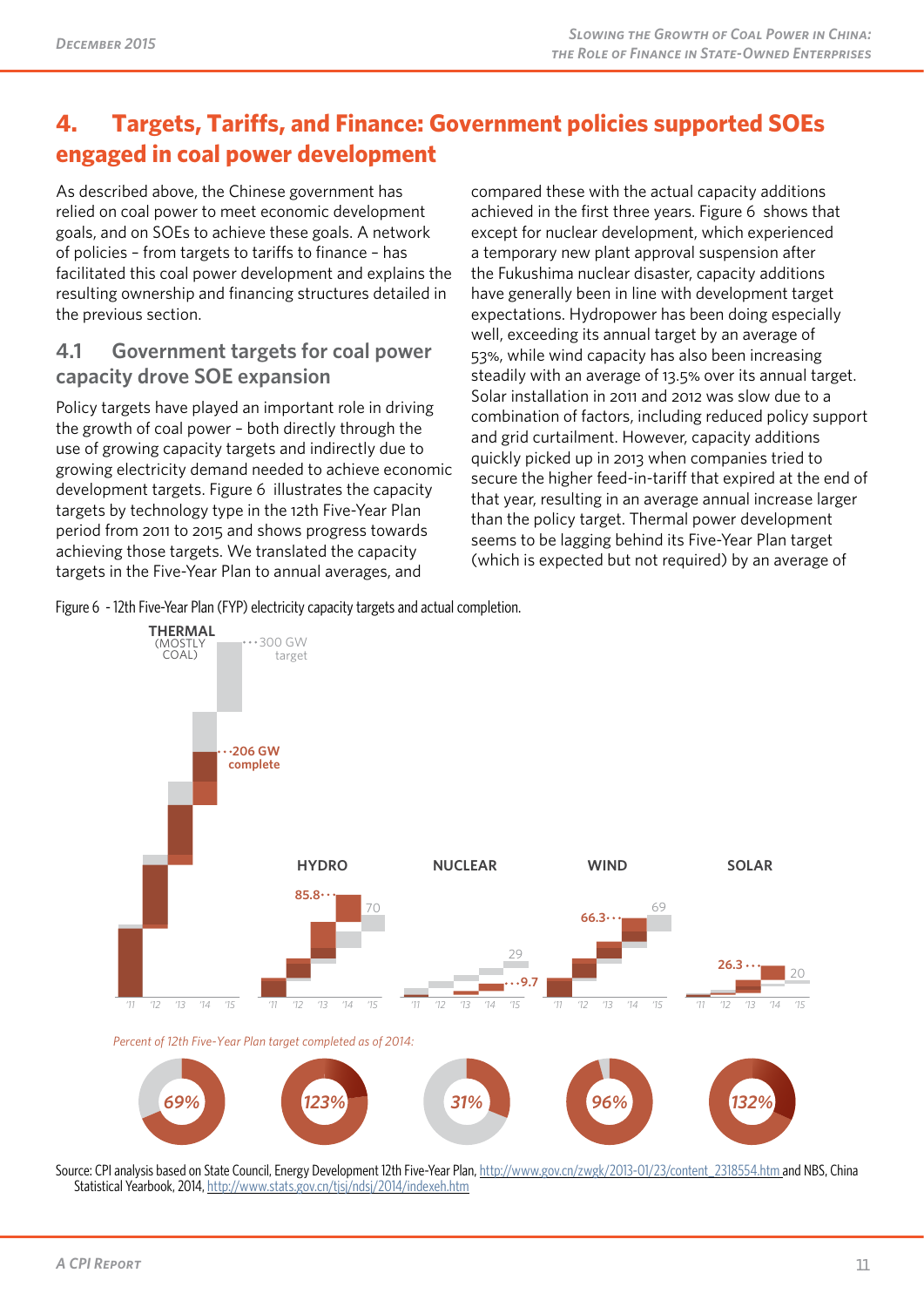## 4. Targets, Tariffs, and Finance: Government policies supported SOEs engaged in coal power development

As described above, the Chinese government has relied on coal power to meet economic development goals, and on SOEs to achieve these goals. A network of policies – from targets to tariffs to finance – has facilitated this coal power development and explains the resulting ownership and financing structures detailed in the previous section.

### 4.1 Government targets for coal power capacity drove SOE expansion

Policy targets have played an important role in driving the growth of coal power – both directly through the use of growing capacity targets and indirectly due to growing electricity demand needed to achieve economic development targets. Figure 6 illustrates the capacity targets by technology type in the 12th Five-Year Plan period from 2011 to 2015 and shows progress towards achieving those targets. We translated the capacity targets in the Five-Year Plan to annual averages, and compared these with the actual capacity additions achieved in the first three years. Figure 6 shows that except for nuclear development, which experienced a temporary new plant approval suspension after the Fukushima nuclear disaster, capacity additions have generally been in line with development target expectations. Hydropower has been doing especially well, exceeding its annual target by an average of 53%, while wind capacity has also been increasing steadily with an average of 13.5% over its annual target. Solar installation in 2011 and 2012 was slow due to a combination of factors, including reduced policy support and grid curtailment. However, capacity additions quickly picked up in 2013 when companies tried to secure the higher feed-in-tariff that expired at the end of that year, resulting in an average annual increase larger than the policy target. Thermal power development seems to be lagging behind its Five-Year Plan target (which is expected but not required) by an average of

Figure 6 - 12th Five-Year Plan (FYP) electricity capacity targets and actual completion.

THERMAL (MOSTLY COAL): 300 GW target; 206 GW complete
HYDRO: 70 target; 85.8 complete
NUCLEAR: 29 target; 9.7 complete
WIND: 69 target; 66.3 complete
SOLAR: 20 target; 26.3 complete

*Percent of 12th Five-Year Plan target completed as of 2014:*

| Thermal | Hydro | Nuclear | Wind | Solar |
|---|---|---|---|---|
| 69% | 123% | 31% | 96% | 132% |

Source: CPI analysis based on State Council, Energy Development 12th Five-Year Plan, http://www.gov.cn/zwgk/2013-01/23/content_2318554.htm and NBS, China Statistical Yearbook, 2014, http://www.stats.gov.cn/tjsj/ndsj/2014/indexeh.htm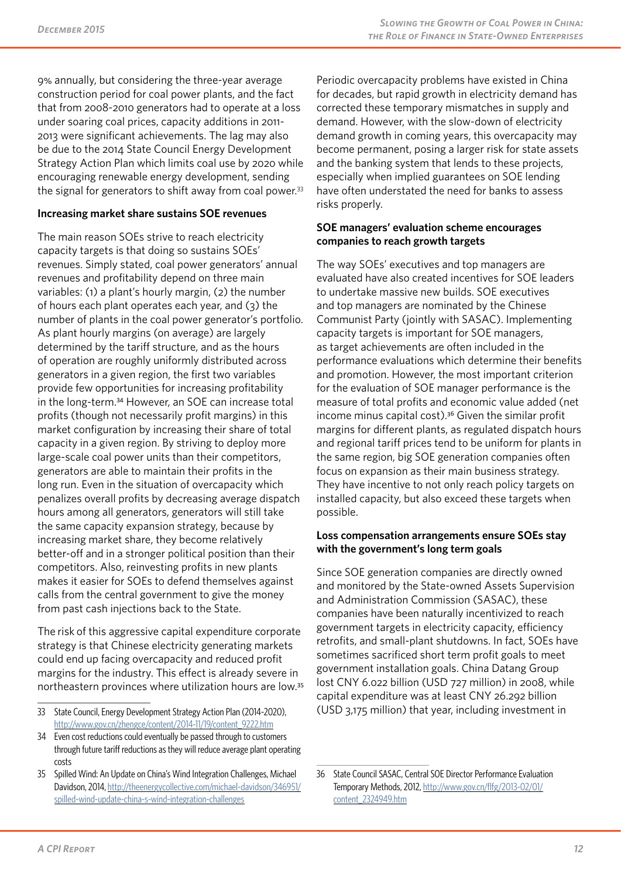9% annually, but considering the three-year average construction period for coal power plants, and the fact that from 2008-2010 generators had to operate at a loss under soaring coal prices, capacity additions in 2011-2013 were significant achievements. The lag may also be due to the 2014 State Council Energy Development Strategy Action Plan which limits coal use by 2020 while encouraging renewable energy development, sending the signal for generators to shift away from coal power.[33]

**Increasing market share sustains SOE revenues**

The main reason SOEs strive to reach electricity capacity targets is that doing so sustains SOEs' revenues. Simply stated, coal power generators' annual revenues and profitability depend on three main variables: (1) a plant's hourly margin, (2) the number of hours each plant operates each year, and (3) the number of plants in the coal power generator's portfolio. As plant hourly margins (on average) are largely determined by the tariff structure, and as the hours of operation are roughly uniformly distributed across generators in a given region, the first two variables provide few opportunities for increasing profitability in the long-term.[34] However, an SOE can increase total profits (though not necessarily profit margins) in this market configuration by increasing their share of total capacity in a given region. By striving to deploy more large-scale coal power units than their competitors, generators are able to maintain their profits in the long run. Even in the situation of overcapacity which penalizes overall profits by decreasing average dispatch hours among all generators, generators will still take the same capacity expansion strategy, because by increasing market share, they become relatively better-off and in a stronger political position than their competitors. Also, reinvesting profits in new plants makes it easier for SOEs to defend themselves against calls from the central government to give the money from past cash injections back to the State.

The risk of this aggressive capital expenditure corporate strategy is that Chinese electricity generating markets could end up facing overcapacity and reduced profit margins for the industry. This effect is already severe in northeastern provinces where utilization hours are low.[35]

Periodic overcapacity problems have existed in China for decades, but rapid growth in electricity demand has corrected these temporary mismatches in supply and demand. However, with the slow-down of electricity demand growth in coming years, this overcapacity may become permanent, posing a larger risk for state assets and the banking system that lends to these projects, especially when implied guarantees on SOE lending have often understated the need for banks to assess risks properly.

**SOE managers' evaluation scheme encourages companies to reach growth targets**

The way SOEs' executives and top managers are evaluated have also created incentives for SOE leaders to undertake massive new builds. SOE executives and top managers are nominated by the Chinese Communist Party (jointly with SASAC). Implementing capacity targets is important for SOE managers, as target achievements are often included in the performance evaluations which determine their benefits and promotion. However, the most important criterion for the evaluation of SOE manager performance is the measure of total profits and economic value added (net income minus capital cost).[36] Given the similar profit margins for different plants, as regulated dispatch hours and regional tariff prices tend to be uniform for plants in the same region, big SOE generation companies often focus on expansion as their main business strategy. They have incentive to not only reach policy targets on installed capacity, but also exceed these targets when possible.

**Loss compensation arrangements ensure SOEs stay with the government's long term goals**

Since SOE generation companies are directly owned and monitored by the State-owned Assets Supervision and Administration Commission (SASAC), these companies have been naturally incentivized to reach government targets in electricity capacity, efficiency retrofits, and small-plant shutdowns. In fact, SOEs have sometimes sacrificed short term profit goals to meet government installation goals. China Datang Group lost CNY 6.022 billion (USD 727 million) in 2008, while capital expenditure was at least CNY 26.292 billion (USD 3,175 million) that year, including investment in

---

33 State Council, Energy Development Strategy Action Plan (2014-2020), http://www.gov.cn/zhengce/content/2014-11/19/content_9222.htm

34 Even cost reductions could eventually be passed through to customers through future tariff reductions as they will reduce average plant operating costs

35 Spilled Wind: An Update on China's Wind Integration Challenges, Michael Davidson, 2014, http://theenergycollective.com/michael-davidson/346951/spilled-wind-update-china-s-wind-integration-challenges

36 State Council SASAC, Central SOE Director Performance Evaluation Temporary Methods, 2012, http://www.gov.cn/flfg/2013-02/01/content_2324949.htm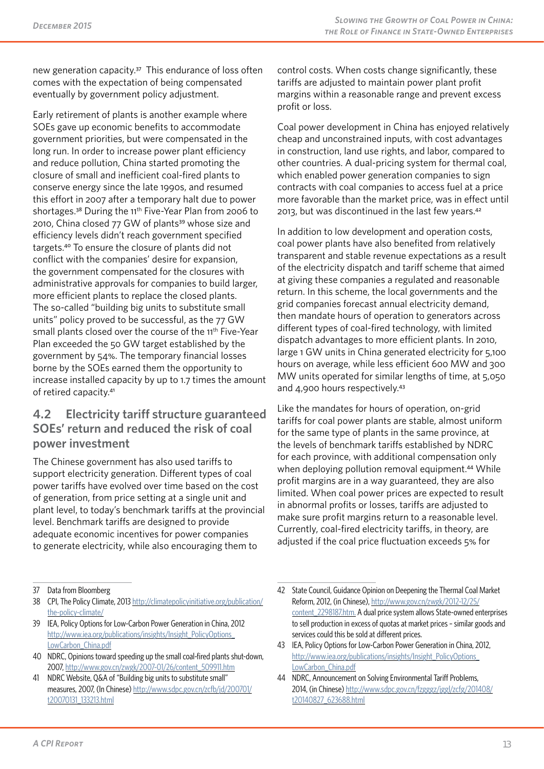new generation capacity.[37] This endurance of loss often comes with the expectation of being compensated eventually by government policy adjustment.

Early retirement of plants is another example where SOEs gave up economic benefits to accommodate government priorities, but were compensated in the long run. In order to increase power plant efficiency and reduce pollution, China started promoting the closure of small and inefficient coal-fired plants to conserve energy since the late 1990s, and resumed this effort in 2007 after a temporary halt due to power shortages.[38] During the 11th Five-Year Plan from 2006 to 2010, China closed 77 GW of plants[39] whose size and efficiency levels didn't reach government specified targets.[40] To ensure the closure of plants did not conflict with the companies' desire for expansion, the government compensated for the closures with administrative approvals for companies to build larger, more efficient plants to replace the closed plants. The so-called "building big units to substitute small units" policy proved to be successful, as the 77 GW small plants closed over the course of the 11th Five-Year Plan exceeded the 50 GW target established by the government by 54%. The temporary financial losses borne by the SOEs earned them the opportunity to increase installed capacity by up to 1.7 times the amount of retired capacity.[41]

## 4.2 Electricity tariff structure guaranteed SOEs' return and reduced the risk of coal power investment

The Chinese government has also used tariffs to support electricity generation. Different types of coal power tariffs have evolved over time based on the cost of generation, from price setting at a single unit and plant level, to today's benchmark tariffs at the provincial level. Benchmark tariffs are designed to provide adequate economic incentives for power companies to generate electricity, while also encouraging them to control costs. When costs change significantly, these tariffs are adjusted to maintain power plant profit margins within a reasonable range and prevent excess profit or loss.

Coal power development in China has enjoyed relatively cheap and unconstrained inputs, with cost advantages in construction, land use rights, and labor, compared to other countries. A dual-pricing system for thermal coal, which enabled power generation companies to sign contracts with coal companies to access fuel at a price more favorable than the market price, was in effect until 2013, but was discontinued in the last few years.[42]

In addition to low development and operation costs, coal power plants have also benefited from relatively transparent and stable revenue expectations as a result of the electricity dispatch and tariff scheme that aimed at giving these companies a regulated and reasonable return. In this scheme, the local governments and the grid companies forecast annual electricity demand, then mandate hours of operation to generators across different types of coal-fired technology, with limited dispatch advantages to more efficient plants. In 2010, large 1 GW units in China generated electricity for 5,100 hours on average, while less efficient 600 MW and 300 MW units operated for similar lengths of time, at 5,050 and 4,900 hours respectively.[43]

Like the mandates for hours of operation, on-grid tariffs for coal power plants are stable, almost uniform for the same type of plants in the same province, at the levels of benchmark tariffs established by NDRC for each province, with additional compensation only when deploying pollution removal equipment.[44] While profit margins are in a way guaranteed, they are also limited. When coal power prices are expected to result in abnormal profits or losses, tariffs are adjusted to make sure profit margins return to a reasonable level. Currently, coal-fired electricity tariffs, in theory, are adjusted if the coal price fluctuation exceeds 5% for

---

37 Data from Bloomberg

38 CPI, The Policy Climate, 2013 http://climatepolicyinitiative.org/publication/the-policy-climate/

39 IEA, Policy Options for Low-Carbon Power Generation in China, 2012 http://www.iea.org/publications/insights/Insight_PolicyOptions_LowCarbon_China.pdf

40 NDRC, Opinions toward speeding up the small coal-fired plants shut-down, 2007, http://www.gov.cn/zwgk/2007-01/26/content_509911.htm

41 NDRC Website, Q&A of "Building big units to substitute small" measures, 2007, (In Chinese) http://www.sdpc.gov.cn/zcfb/jd/200701/t20070131_133213.html

42 State Council, Guidance Opinion on Deepening the Thermal Coal Market Reform, 2012, (in Chinese), http://www.gov.cn/zwgk/2012-12/25/content_2298187.htm. A dual price system allows State-owned enterprises to sell production in excess of quotas at market prices – similar goods and services could this be sold at different prices.

43 IEA, Policy Options for Low-Carbon Power Generation in China, 2012, http://www.iea.org/publications/insights/Insight_PolicyOptions_LowCarbon_China.pdf

44 NDRC, Announcement on Solving Environmental Tariff Problems, 2014, (in Chinese) http://www.sdpc.gov.cn/fzgggz/jggl/zcfg/201408/t20140827_623688.html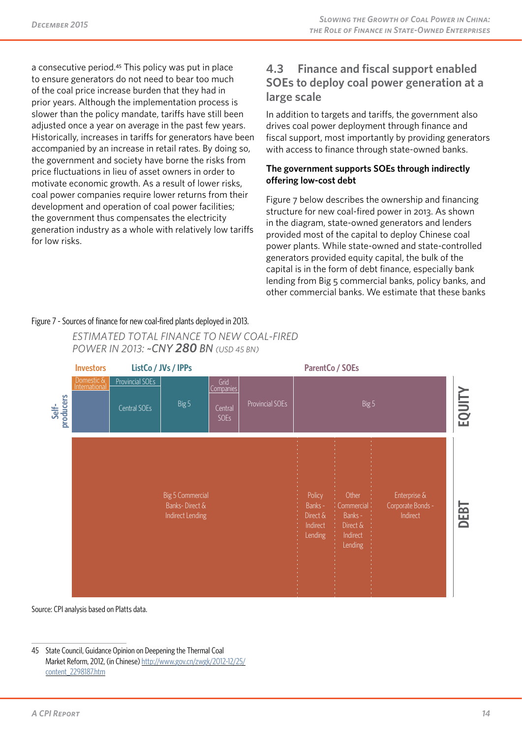a consecutive period.[45] This policy was put in place to ensure generators do not need to bear too much of the coal price increase burden that they had in prior years. Although the implementation process is slower than the policy mandate, tariffs have still been adjusted once a year on average in the past few years. Historically, increases in tariffs for generators have been accompanied by an increase in retail rates. By doing so, the government and society have borne the risks from price fluctuations in lieu of asset owners in order to motivate economic growth. As a result of lower risks, coal power companies require lower returns from their development and operation of coal power facilities; the government thus compensates the electricity generation industry as a whole with relatively low tariffs for low risks.

## 4.3 Finance and fiscal support enabled SOEs to deploy coal power generation at a large scale

In addition to targets and tariffs, the government also drives coal power deployment through finance and fiscal support, most importantly by providing generators with access to finance through state-owned banks.

**The government supports SOEs through indirectly offering low-cost debt**

Figure 7 below describes the ownership and financing structure for new coal-fired power in 2013. As shown in the diagram, state-owned generators and lenders provided most of the capital to deploy Chinese coal power plants. While state-owned and state-controlled generators provided equity capital, the bulk of the capital is in the form of debt finance, especially bank lending from Big 5 commercial banks, policy banks, and other commercial banks. We estimate that these banks

Figure 7 - Sources of finance for new coal-fired plants deployed in 2013.

*ESTIMATED TOTAL FINANCE TO NEW COAL-FIRED POWER IN 2013: ~CNY **280** BN (USD 45 BN)*

**EQUITY**

- Self-producers
- Investors: Domestic & International
- ListCo / JVs / IPPs: Provincial SOEs; Central SOEs; Big 5
- ParentCo / SOEs: Grid Companies; Central SOEs; Provincial SOEs; Big 5

**DEBT**

- Big 5 Commercial Banks- Direct & Indirect Lending
- Policy Banks - Direct & Indirect Lending
- Other Commercial Banks - Direct & Indirect Lending
- Enterprise & Corporate Bonds - Indirect

Source: CPI analysis based on Platts data.

45 State Council, Guidance Opinion on Deepening the Thermal Coal Market Reform, 2012, (in Chinese) http://www.gov.cn/zwgk/2012-12/25/content_2298187.htm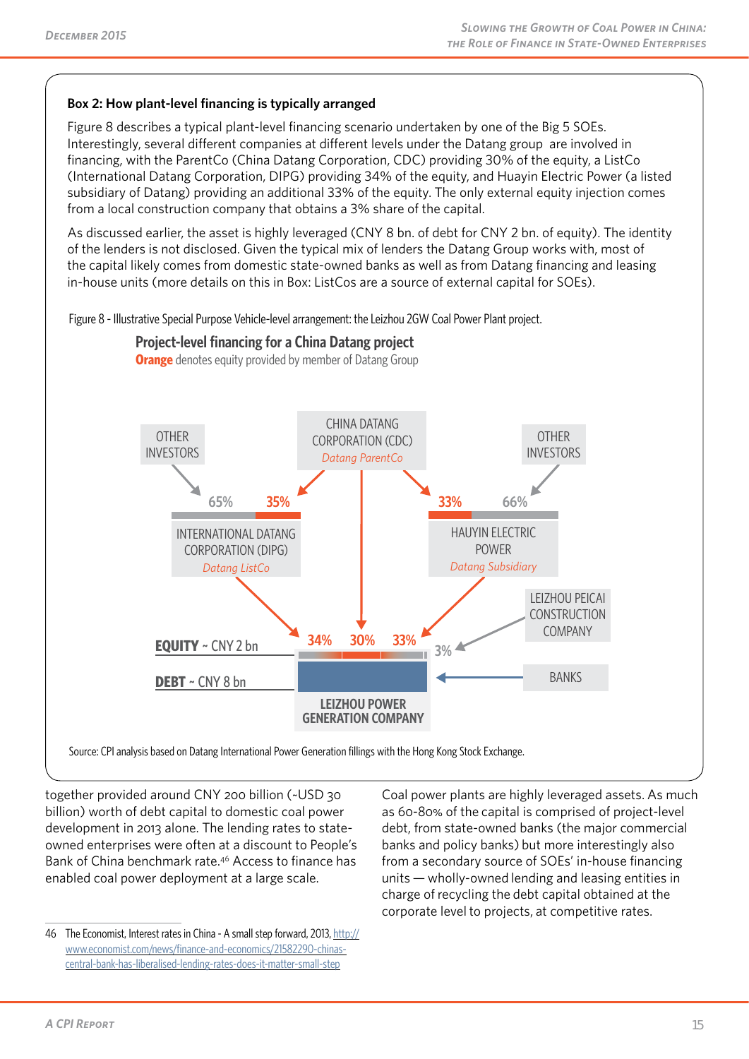**Box 2: How plant-level financing is typically arranged**

Figure 8 describes a typical plant-level financing scenario undertaken by one of the Big 5 SOEs. Interestingly, several different companies at different levels under the Datang group are involved in financing, with the ParentCo (China Datang Corporation, CDC) providing 30% of the equity, a ListCo (International Datang Corporation, DIPG) providing 34% of the equity, and Huayin Electric Power (a listed subsidiary of Datang) providing an additional 33% of the equity. The only external equity injection comes from a local construction company that obtains a 3% share of the capital.

As discussed earlier, the asset is highly leveraged (CNY 8 bn. of debt for CNY 2 bn. of equity). The identity of the lenders is not disclosed. Given the typical mix of lenders the Datang Group works with, most of the capital likely comes from domestic state-owned banks as well as from Datang financing and leasing in-house units (more details on this in Box: ListCos are a source of external capital for SOEs).

Figure 8 - Illustrative Special Purpose Vehicle-level arrangement: the Leizhou 2GW Coal Power Plant project.

**Project-level financing for a China Datang project**

**Orange** denotes equity provided by member of Datang Group

- CHINA DATANG CORPORATION (CDC) – *Datang ParentCo*
- OTHER INVESTORS → 65% / CDC → 35% → INTERNATIONAL DATANG CORPORATION (DIPG) – *Datang ListCo*
- CDC → 33% / OTHER INVESTORS → 66% → HAUYIN ELECTRIC POWER – *Datang Subsidiary*
- LEIZHOU PEICAI CONSTRUCTION COMPANY → 3%
- BANKS → debt
- **EQUITY** ~ CNY 2 bn: 34% (DIPG), 30% (CDC), 33% (Hauyin), 3% (Leizhou Peicai)
- **DEBT** ~ CNY 8 bn
- **LEIZHOU POWER GENERATION COMPANY**

Source: CPI analysis based on Datang International Power Generation fillings with the Hong Kong Stock Exchange.

together provided around CNY 200 billion (~USD 30 billion) worth of debt capital to domestic coal power development in 2013 alone. The lending rates to state-owned enterprises were often at a discount to People's Bank of China benchmark rate.[46] Access to finance has enabled coal power deployment at a large scale.

Coal power plants are highly leveraged assets. As much as 60-80% of the capital is comprised of project-level debt, from state-owned banks (the major commercial banks and policy banks) but more interestingly also from a secondary source of SOEs' in-house financing units — wholly-owned lending and leasing entities in charge of recycling the debt capital obtained at the corporate level to projects, at competitive rates.

46 The Economist, Interest rates in China - A small step forward, 2013, http://www.economist.com/news/finance-and-economics/21582290-chinas-central-bank-has-liberalised-lending-rates-does-it-matter-small-step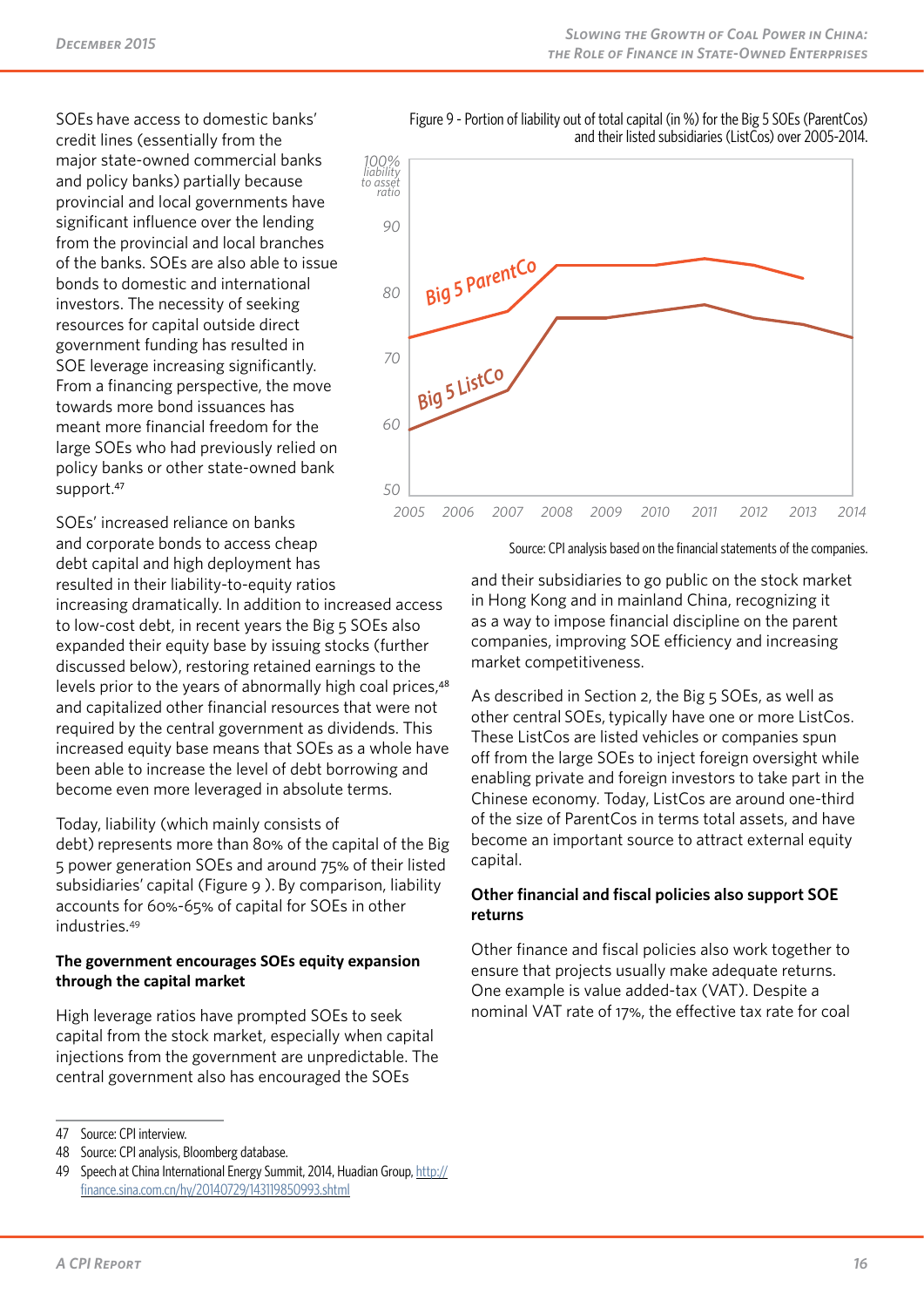SOEs have access to domestic banks' credit lines (essentially from the major state-owned commercial banks and policy banks) partially because provincial and local governments have significant influence over the lending from the provincial and local branches of the banks. SOEs are also able to issue bonds to domestic and international investors. The necessity of seeking resources for capital outside direct government funding has resulted in SOE leverage increasing significantly. From a financing perspective, the move towards more bond issuances has meant more financial freedom for the large SOEs who had previously relied on policy banks or other state-owned bank support.[47]

SOEs' increased reliance on banks and corporate bonds to access cheap debt capital and high deployment has resulted in their liability-to-equity ratios increasing dramatically. In addition to increased access to low-cost debt, in recent years the Big 5 SOEs also expanded their equity base by issuing stocks (further discussed below), restoring retained earnings to the levels prior to the years of abnormally high coal prices,[48] and capitalized other financial resources that were not required by the central government as dividends. This increased equity base means that SOEs as a whole have been able to increase the level of debt borrowing and become even more leveraged in absolute terms.

Today, liability (which mainly consists of debt) represents more than 80% of the capital of the Big 5 power generation SOEs and around 75% of their listed subsidiaries' capital (Figure 9 ). By comparison, liability accounts for 60%-65% of capital for SOEs in other industries.[49]

Figure 9 - Portion of liability out of total capital (in %) for the Big 5 SOEs (ParentCos) and their listed subsidiaries (ListCos) over 2005-2014.

Source: CPI analysis based on the financial statements of the companies.

**The government encourages SOEs equity expansion through the capital market**

High leverage ratios have prompted SOEs to seek capital from the stock market, especially when capital injections from the government are unpredictable. The central government also has encouraged the SOEs and their subsidiaries to go public on the stock market in Hong Kong and in mainland China, recognizing it as a way to impose financial discipline on the parent companies, improving SOE efficiency and increasing market competitiveness.

As described in Section 2, the Big 5 SOEs, as well as other central SOEs, typically have one or more ListCos. These ListCos are listed vehicles or companies spun off from the large SOEs to inject foreign oversight while enabling private and foreign investors to take part in the Chinese economy. Today, ListCos are around one-third of the size of ParentCos in terms total assets, and have become an important source to attract external equity capital.

**Other financial and fiscal policies also support SOE returns**

Other finance and fiscal policies also work together to ensure that projects usually make adequate returns. One example is value added-tax (VAT). Despite a nominal VAT rate of 17%, the effective tax rate for coal

47 Source: CPI interview.

48 Source: CPI analysis, Bloomberg database.

49 Speech at China International Energy Summit, 2014, Huadian Group, http://finance.sina.com.cn/hy/20140729/143119850993.shtml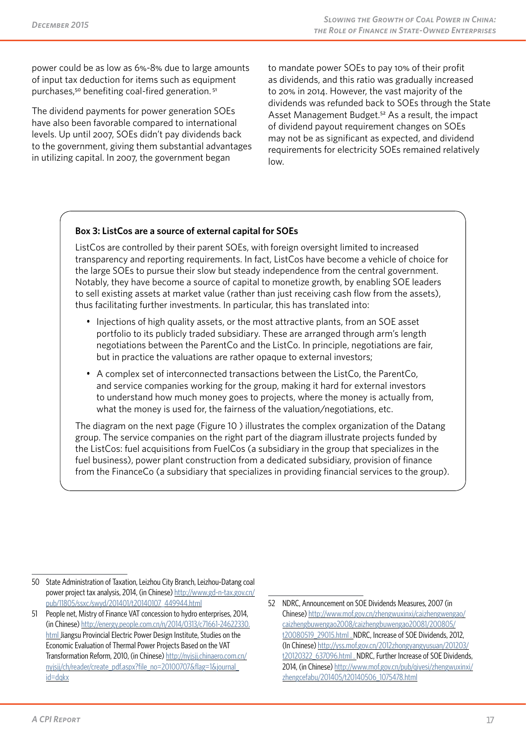power could be as low as 6%-8% due to large amounts of input tax deduction for items such as equipment purchases,[50] benefiting coal-fired generation.[51]

The dividend payments for power generation SOEs have also been favorable compared to international levels. Up until 2007, SOEs didn't pay dividends back to the government, giving them substantial advantages in utilizing capital. In 2007, the government began to mandate power SOEs to pay 10% of their profit as dividends, and this ratio was gradually increased to 20% in 2014. However, the vast majority of the dividends was refunded back to SOEs through the State Asset Management Budget.[52] As a result, the impact of dividend payout requirement changes on SOEs may not be as significant as expected, and dividend requirements for electricity SOEs remained relatively low.

**Box 3: ListCos are a source of external capital for SOEs**

ListCos are controlled by their parent SOEs, with foreign oversight limited to increased transparency and reporting requirements. In fact, ListCos have become a vehicle of choice for the large SOEs to pursue their slow but steady independence from the central government. Notably, they have become a source of capital to monetize growth, by enabling SOE leaders to sell existing assets at market value (rather than just receiving cash flow from the assets), thus facilitating further investments. In particular, this has translated into:

- Injections of high quality assets, or the most attractive plants, from an SOE asset portfolio to its publicly traded subsidiary. These are arranged through arm's length negotiations between the ParentCo and the ListCo. In principle, negotiations are fair, but in practice the valuations are rather opaque to external investors;
- A complex set of interconnected transactions between the ListCo, the ParentCo, and service companies working for the group, making it hard for external investors to understand how much money goes to projects, where the money is actually from, what the money is used for, the fairness of the valuation/negotiations, etc.

The diagram on the next page (Figure 10 ) illustrates the complex organization of the Datang group. The service companies on the right part of the diagram illustrate projects funded by the ListCos: fuel acquisitions from FuelCos (a subsidiary in the group that specializes in the fuel business), power plant construction from a dedicated subsidiary, provision of finance from the FinanceCo (a subsidiary that specializes in providing financial services to the group).

---

50 State Administration of Taxation, Leizhou City Branch, Leizhou-Datang coal power project tax analysis, 2014, (in Chinese) http://www.gd-n-tax.gov.cn/pub/11805/ssxc/swyd/201401/t20140107_449944.html

51 People net, Mistry of Finance VAT concession to hydro enterprises, 2014, (in Chinese) http://energy.people.com.cn/n/2014/0313/c71661-24622330.html Jiangsu Provincial Electric Power Design Institute, Studies on the Economic Evaluation of Thermal Power Projects Based on the VAT Transformation Reform, 2010, (in Chinese) http://nyjsjj.chinaero.com.cn/nyjsjj/ch/reader/create_pdf.aspx?file_no=20100707&flag=1&journal_id=dqkx

52 NDRC, Announcement on SOE Dividends Measures, 2007 (in Chinese) http://www.mof.gov.cn/zhengwuxinxi/caizhengwengao/caizhengbuwengao2008/caizhengbuwengao20081/200805/t20080519_29015.html . NDRC, Increase of SOE Dividends, 2012, (In Chinese) http://yss.mof.gov.cn/2012zhongyangyusuan/201203/t20120322_637096.html . NDRC, Further Increase of SOE Dividends, 2014, (in Chinese) http://www.mof.gov.cn/pub/qiyesi/zhengwuxinxi/zhengcefabu/201405/t20140506_1075478.html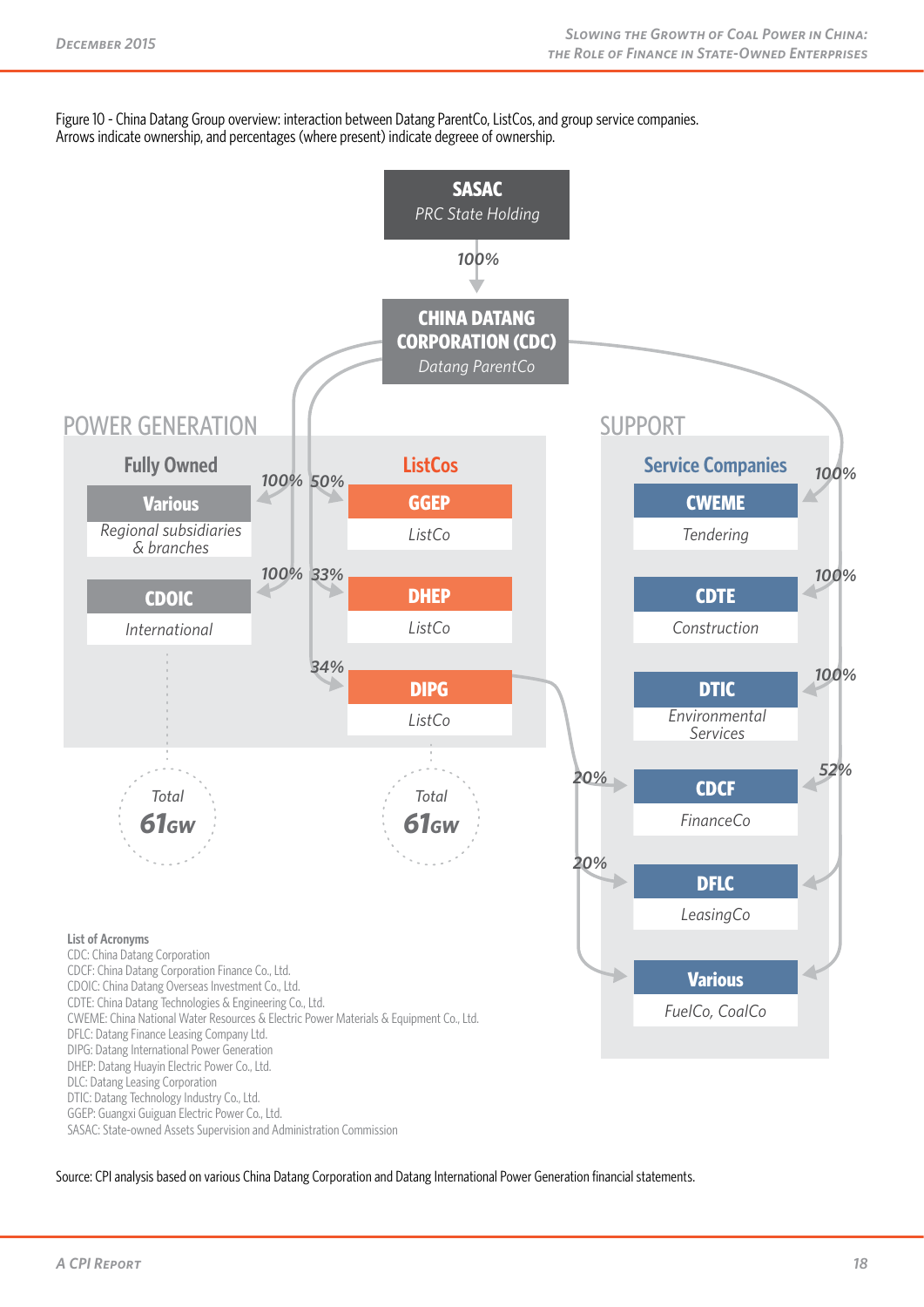Figure 10 - China Datang Group overview: interaction between Datang ParentCo, ListCos, and group service companies. Arrows indicate ownership, and percentages (where present) indicate degreee of ownership.

**SASAC**
*PRC State Holding*

100%

**CHINA DATANG CORPORATION (CDC)**
*Datang ParentCo*

POWER GENERATION

Fully Owned

**Various** — *Regional subsidiaries & branches* (100%)

**CDOIC** — *International* (100%)

Total 61GW

ListCos

**GGEP** — *ListCo* (50%)

**DHEP** — *ListCo* (33%)

**DIPG** — *ListCo* (34%)

Total 61GW

SUPPORT

Service Companies

**CWEME** — *Tendering* (100%)

**CDTE** — *Construction* (100%)

**DTIC** — *Environmental Services* (100%)

**CDCF** — *FinanceCo* (52%; 20%)

**DFLC** — *LeasingCo* (20%)

**Various** — *FuelCo, CoalCo*

**List of Acronyms**

CDC: China Datang Corporation
CDCF: China Datang Corporation Finance Co., Ltd.
CDOIC: China Datang Overseas Investment Co., Ltd.
CDTE: China Datang Technologies & Engineering Co., Ltd.
CWEME: China National Water Resources & Electric Power Materials & Equipment Co., Ltd.
DFLC: Datang Finance Leasing Company Ltd.
DIPG: Datang International Power Generation
DHEP: Datang Huayin Electric Power Co., Ltd.
DLC: Datang Leasing Corporation
DTIC: Datang Technology Industry Co., Ltd.
GGEP: Guangxi Guiguan Electric Power Co., Ltd.
SASAC: State-owned Assets Supervision and Administration Commission

Source: CPI analysis based on various China Datang Corporation and Datang International Power Generation financial statements.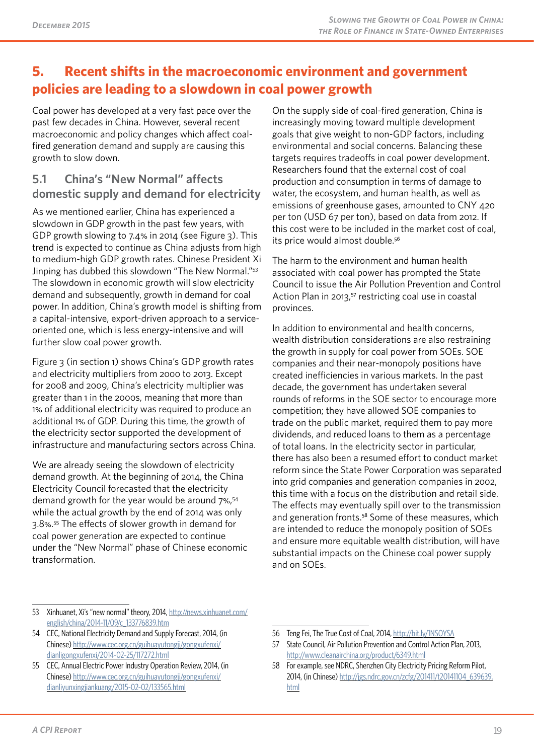## 5. Recent shifts in the macroeconomic environment and government policies are leading to a slowdown in coal power growth

Coal power has developed at a very fast pace over the past few decades in China. However, several recent macroeconomic and policy changes which affect coal-fired generation demand and supply are causing this growth to slow down.

### 5.1 China's "New Normal" affects domestic supply and demand for electricity

As we mentioned earlier, China has experienced a slowdown in GDP growth in the past few years, with GDP growth slowing to 7.4% in 2014 (see Figure 3). This trend is expected to continue as China adjusts from high to medium-high GDP growth rates. Chinese President Xi Jinping has dubbed this slowdown "The New Normal."[53] The slowdown in economic growth will slow electricity demand and subsequently, growth in demand for coal power. In addition, China's growth model is shifting from a capital-intensive, export-driven approach to a service-oriented one, which is less energy-intensive and will further slow coal power growth.

Figure 3 (in section 1) shows China's GDP growth rates and electricity multipliers from 2000 to 2013. Except for 2008 and 2009, China's electricity multiplier was greater than 1 in the 2000s, meaning that more than 1% of additional electricity was required to produce an additional 1% of GDP. During this time, the growth of the electricity sector supported the development of infrastructure and manufacturing sectors across China.

We are already seeing the slowdown of electricity demand growth. At the beginning of 2014, the China Electricity Council forecasted that the electricity demand growth for the year would be around 7%,[54] while the actual growth by the end of 2014 was only 3.8%.[55] The effects of slower growth in demand for coal power generation are expected to continue under the "New Normal" phase of Chinese economic transformation.

On the supply side of coal-fired generation, China is increasingly moving toward multiple development goals that give weight to non-GDP factors, including environmental and social concerns. Balancing these targets requires tradeoffs in coal power development. Researchers found that the external cost of coal production and consumption in terms of damage to water, the ecosystem, and human health, as well as emissions of greenhouse gases, amounted to CNY 420 per ton (USD 67 per ton), based on data from 2012. If this cost were to be included in the market cost of coal, its price would almost double.[56]

The harm to the environment and human health associated with coal power has prompted the State Council to issue the Air Pollution Prevention and Control Action Plan in 2013,[57] restricting coal use in coastal provinces.

In addition to environmental and health concerns, wealth distribution considerations are also restraining the growth in supply for coal power from SOEs. SOE companies and their near-monopoly positions have created inefficiencies in various markets. In the past decade, the government has undertaken several rounds of reforms in the SOE sector to encourage more competition; they have allowed SOE companies to trade on the public market, required them to pay more dividends, and reduced loans to them as a percentage of total loans. In the electricity sector in particular, there has also been a resumed effort to conduct market reform since the State Power Corporation was separated into grid companies and generation companies in 2002, this time with a focus on the distribution and retail side. The effects may eventually spill over to the transmission and generation fronts.[58] Some of these measures, which are intended to reduce the monopoly position of SOEs and ensure more equitable wealth distribution, will have substantial impacts on the Chinese coal power supply and on SOEs.

---

53 Xinhuanet, Xi's "new normal" theory, 2014, http://news.xinhuanet.com/english/china/2014-11/09/c_133776839.htm

54 CEC, National Electricity Demand and Supply Forecast, 2014, (in Chinese) http://www.cec.org.cn/guihuayutongji/gongxufenxi/dianligongxufenxi/2014-02-25/117272.html

55 CEC, Annual Electric Power Industry Operation Review, 2014, (in Chinese) http://www.cec.org.cn/guihuayutongji/gongxufenxi/dianliyunxingjiankuang/2015-02-02/133565.html

56 Teng Fei, The True Cost of Coal, 2014, http://bit.ly/1NSOYSA

57 State Council, Air Pollution Prevention and Control Action Plan, 2013, http://www.cleanairchina.org/product/6349.html

58 For example, see NDRC, Shenzhen City Electricity Pricing Reform Pilot, 2014, (in Chinese) http://jgs.ndrc.gov.cn/zcfg/201411/t20141104_639639.html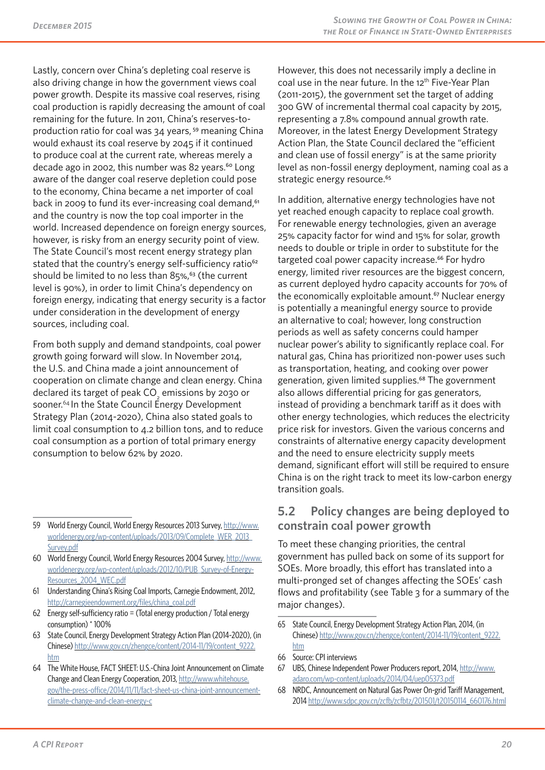Lastly, concern over China's depleting coal reserve is also driving change in how the government views coal power growth. Despite its massive coal reserves, rising coal production is rapidly decreasing the amount of coal remaining for the future. In 2011, China's reserves-to-production ratio for coal was 34 years,[59] meaning China would exhaust its coal reserve by 2045 if it continued to produce coal at the current rate, whereas merely a decade ago in 2002, this number was 82 years.[60] Long aware of the danger coal reserve depletion could pose to the economy, China became a net importer of coal back in 2009 to fund its ever-increasing coal demand,[61] and the country is now the top coal importer in the world. Increased dependence on foreign energy sources, however, is risky from an energy security point of view. The State Council's most recent energy strategy plan stated that the country's energy self-sufficiency ratio[62] should be limited to no less than 85%,[63] (the current level is 90%), in order to limit China's dependency on foreign energy, indicating that energy security is a factor under consideration in the development of energy sources, including coal.

From both supply and demand standpoints, coal power growth going forward will slow. In November 2014, the U.S. and China made a joint announcement of cooperation on climate change and clean energy. China declared its target of peak $CO_2$ emissions by 2030 or sooner.[64] In the State Council Energy Development Strategy Plan (2014-2020), China also stated goals to limit coal consumption to 4.2 billion tons, and to reduce coal consumption as a portion of total primary energy consumption to below 62% by 2020.

However, this does not necessarily imply a decline in coal use in the near future. In the 12th Five-Year Plan (2011-2015), the government set the target of adding 300 GW of incremental thermal coal capacity by 2015, representing a 7.8% compound annual growth rate. Moreover, in the latest Energy Development Strategy Action Plan, the State Council declared the "efficient and clean use of fossil energy" is at the same priority level as non-fossil energy deployment, naming coal as a strategic energy resource.[65]

In addition, alternative energy technologies have not yet reached enough capacity to replace coal growth. For renewable energy technologies, given an average 25% capacity factor for wind and 15% for solar, growth needs to double or triple in order to substitute for the targeted coal power capacity increase.[66] For hydro energy, limited river resources are the biggest concern, as current deployed hydro capacity accounts for 70% of the economically exploitable amount.[67] Nuclear energy is potentially a meaningful energy source to provide an alternative to coal; however, long construction periods as well as safety concerns could hamper nuclear power's ability to significantly replace coal. For natural gas, China has prioritized non-power uses such as transportation, heating, and cooking over power generation, given limited supplies.[68] The government also allows differential pricing for gas generators, instead of providing a benchmark tariff as it does with other energy technologies, which reduces the electricity price risk for investors. Given the various concerns and constraints of alternative energy capacity development and the need to ensure electricity supply meets demand, significant effort will still be required to ensure China is on the right track to meet its low-carbon energy transition goals.

## 5.2 Policy changes are being deployed to constrain coal power growth

To meet these changing priorities, the central government has pulled back on some of its support for SOEs. More broadly, this effort has translated into a multi-pronged set of changes affecting the SOEs' cash flows and profitability (see Table 3 for a summary of the major changes).

---

59 World Energy Council, World Energy Resources 2013 Survey, http://www.worldenergy.org/wp-content/uploads/2013/09/Complete_WER_2013_Survey.pdf

60 World Energy Council, World Energy Resources 2004 Survey, http://www.worldenergy.org/wp-content/uploads/2012/10/PUB_Survey-of-Energy-Resources_2004_WEC.pdf

61 Understanding China's Rising Coal Imports, Carnegie Endowment, 2012, http://carnegieendowment.org/files/china_coal.pdf

62 Energy self-sufficiency ratio = (Total energy production / Total energy consumption) * 100%

63 State Council, Energy Development Strategy Action Plan (2014-2020), (in Chinese) http://www.gov.cn/zhengce/content/2014-11/19/content_9222.htm

64 The White House, FACT SHEET: U.S.-China Joint Announcement on Climate Change and Clean Energy Cooperation, 2013, http://www.whitehouse.gov/the-press-office/2014/11/11/fact-sheet-us-china-joint-announcement-climate-change-and-clean-energy-c

65 State Council, Energy Development Strategy Action Plan, 2014, (in Chinese) http://www.gov.cn/zhengce/content/2014-11/19/content_9222.htm

66 Source: CPI interviews

67 UBS, Chinese Independent Power Producers report, 2014, http://www.adaro.com/wp-content/uploads/2014/04/uep05373.pdf

68 NRDC, Announcement on Natural Gas Power On-grid Tariff Management, 2014 http://www.sdpc.gov.cn/zcfb/zcfbtz/201501/t20150114_660176.html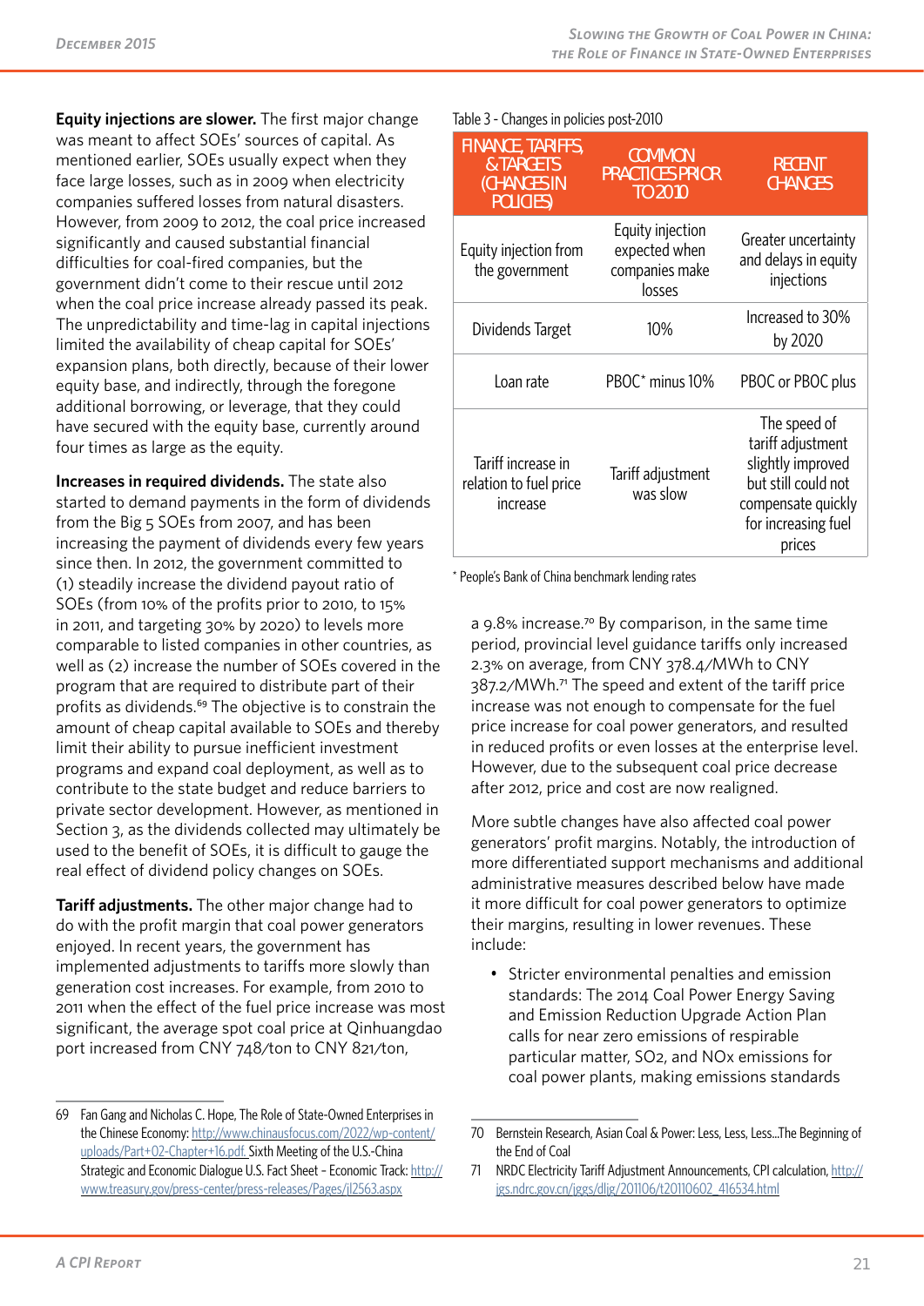**Equity injections are slower.** The first major change was meant to affect SOEs' sources of capital. As mentioned earlier, SOEs usually expect when they face large losses, such as in 2009 when electricity companies suffered losses from natural disasters. However, from 2009 to 2012, the coal price increased significantly and caused substantial financial difficulties for coal-fired companies, but the government didn't come to their rescue until 2012 when the coal price increase already passed its peak. The unpredictability and time-lag in capital injections limited the availability of cheap capital for SOEs' expansion plans, both directly, because of their lower equity base, and indirectly, through the foregone additional borrowing, or leverage, that they could have secured with the equity base, currently around four times as large as the equity.

**Increases in required dividends.** The state also started to demand payments in the form of dividends from the Big 5 SOEs from 2007, and has been increasing the payment of dividends every few years since then. In 2012, the government committed to (1) steadily increase the dividend payout ratio of SOEs (from 10% of the profits prior to 2010, to 15% in 2011, and targeting 30% by 2020) to levels more comparable to listed companies in other countries, as well as (2) increase the number of SOEs covered in the program that are required to distribute part of their profits as dividends.[69] The objective is to constrain the amount of cheap capital available to SOEs and thereby limit their ability to pursue inefficient investment programs and expand coal deployment, as well as to contribute to the state budget and reduce barriers to private sector development. However, as mentioned in Section 3, as the dividends collected may ultimately be used to the benefit of SOEs, it is difficult to gauge the real effect of dividend policy changes on SOEs.

**Tariff adjustments.** The other major change had to do with the profit margin that coal power generators enjoyed. In recent years, the government has implemented adjustments to tariffs more slowly than generation cost increases. For example, from 2010 to 2011 when the effect of the fuel price increase was most significant, the average spot coal price at Qinhuangdao port increased from CNY 748/ton to CNY 821/ton, a 9.8% increase.[70] By comparison, in the same time period, provincial level guidance tariffs only increased 2.3% on average, from CNY 378.4/MWh to CNY 387.2/MWh.[71] The speed and extent of the tariff price increase was not enough to compensate for the fuel price increase for coal power generators, and resulted in reduced profits or even losses at the enterprise level. However, due to the subsequent coal price decrease after 2012, price and cost are now realigned.

Table 3 - Changes in policies post-2010

| FINANCE, TARIFFS, & TARGETS (CHANGES IN POLICIES) | COMMON PRACTICES PRIOR TO 2010 | RECENT CHANGES |
|---|---|---|
| Equity injection from the government | Equity injection expected when companies make losses | Greater uncertainty and delays in equity injections |
| Dividends Target | 10% | Increased to 30% by 2020 |
| Loan rate | PBOC* minus 10% | PBOC or PBOC plus |
| Tariff increase in relation to fuel price increase | Tariff adjustment was slow | The speed of tariff adjustment slightly improved but still could not compensate quickly for increasing fuel prices |

\* People's Bank of China benchmark lending rates

More subtle changes have also affected coal power generators' profit margins. Notably, the introduction of more differentiated support mechanisms and additional administrative measures described below have made it more difficult for coal power generators to optimize their margins, resulting in lower revenues. These include:

- Stricter environmental penalties and emission standards: The 2014 Coal Power Energy Saving and Emission Reduction Upgrade Action Plan calls for near zero emissions of respirable particular matter, $SO_2$, and $NO_x$ emissions for coal power plants, making emissions standards

---

69 Fan Gang and Nicholas C. Hope, The Role of State-Owned Enterprises in the Chinese Economy: http://www.chinausfocus.com/2022/wp-content/uploads/Part+02-Chapter+16.pdf. Sixth Meeting of the U.S.-China Strategic and Economic Dialogue U.S. Fact Sheet - Economic Track: http://www.treasury.gov/press-center/press-releases/Pages/jl2563.aspx

70 Bernstein Research, Asian Coal & Power: Less, Less, Less...The Beginning of the End of Coal

71 NRDC Electricity Tariff Adjustment Announcements, CPI calculation, http://jgs.ndrc.gov.cn/jggs/dljg/201106/t20110602_416534.html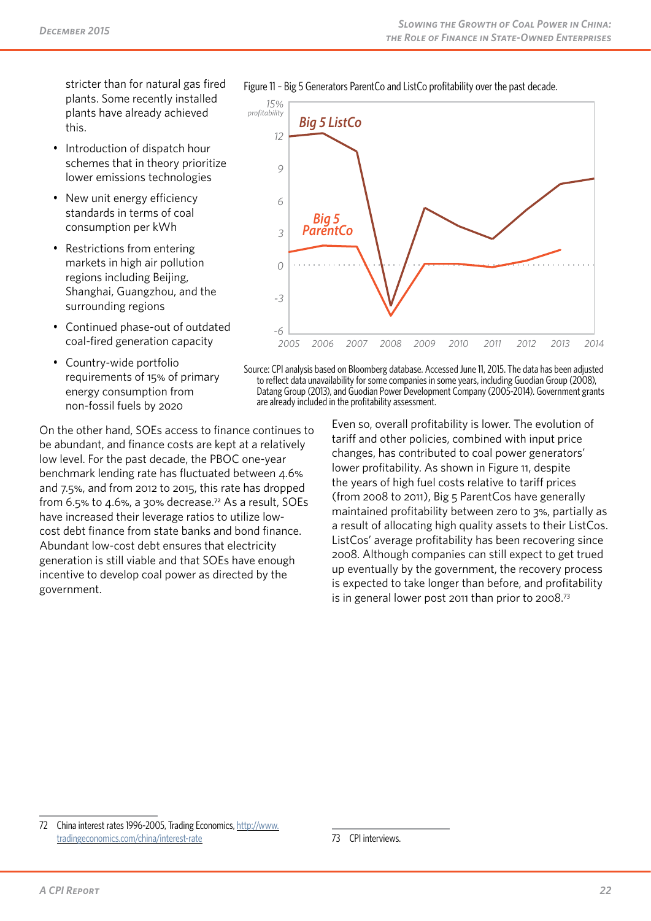stricter than for natural gas fired plants. Some recently installed plants have already achieved this.

- Introduction of dispatch hour schemes that in theory prioritize lower emissions technologies
- New unit energy efficiency standards in terms of coal consumption per kWh
- Restrictions from entering markets in high air pollution regions including Beijing, Shanghai, Guangzhou, and the surrounding regions
- Continued phase-out of outdated coal-fired generation capacity
- Country-wide portfolio requirements of 15% of primary energy consumption from non-fossil fuels by 2020

Figure 11 – Big 5 Generators ParentCo and ListCo profitability over the past decade.

Source: CPI analysis based on Bloomberg database. Accessed June 11, 2015. The data has been adjusted to reflect data unavailability for some companies in some years, including Guodian Group (2008), Datang Group (2013), and Guodian Power Development Company (2005-2014). Government grants are already included in the profitability assessment.

On the other hand, SOEs access to finance continues to be abundant, and finance costs are kept at a relatively low level. For the past decade, the PBOC one-year benchmark lending rate has fluctuated between 4.6% and 7.5%, and from 2012 to 2015, this rate has dropped from 6.5% to 4.6%, a 30% decrease.[72] As a result, SOEs have increased their leverage ratios to utilize low-cost debt finance from state banks and bond finance. Abundant low-cost debt ensures that electricity generation is still viable and that SOEs have enough incentive to develop coal power as directed by the government.

Even so, overall profitability is lower. The evolution of tariff and other policies, combined with input price changes, has contributed to coal power generators' lower profitability. As shown in Figure 11, despite the years of high fuel costs relative to tariff prices (from 2008 to 2011), Big 5 ParentCos have generally maintained profitability between zero to 3%, partially as a result of allocating high quality assets to their ListCos. ListCos' average profitability has been recovering since 2008. Although companies can still expect to get trued up eventually by the government, the recovery process is expected to take longer than before, and profitability is in general lower post 2011 than prior to 2008.[73]

72 China interest rates 1996-2005, Trading Economics, http://www.tradingeconomics.com/china/interest-rate

73 CPI interviews.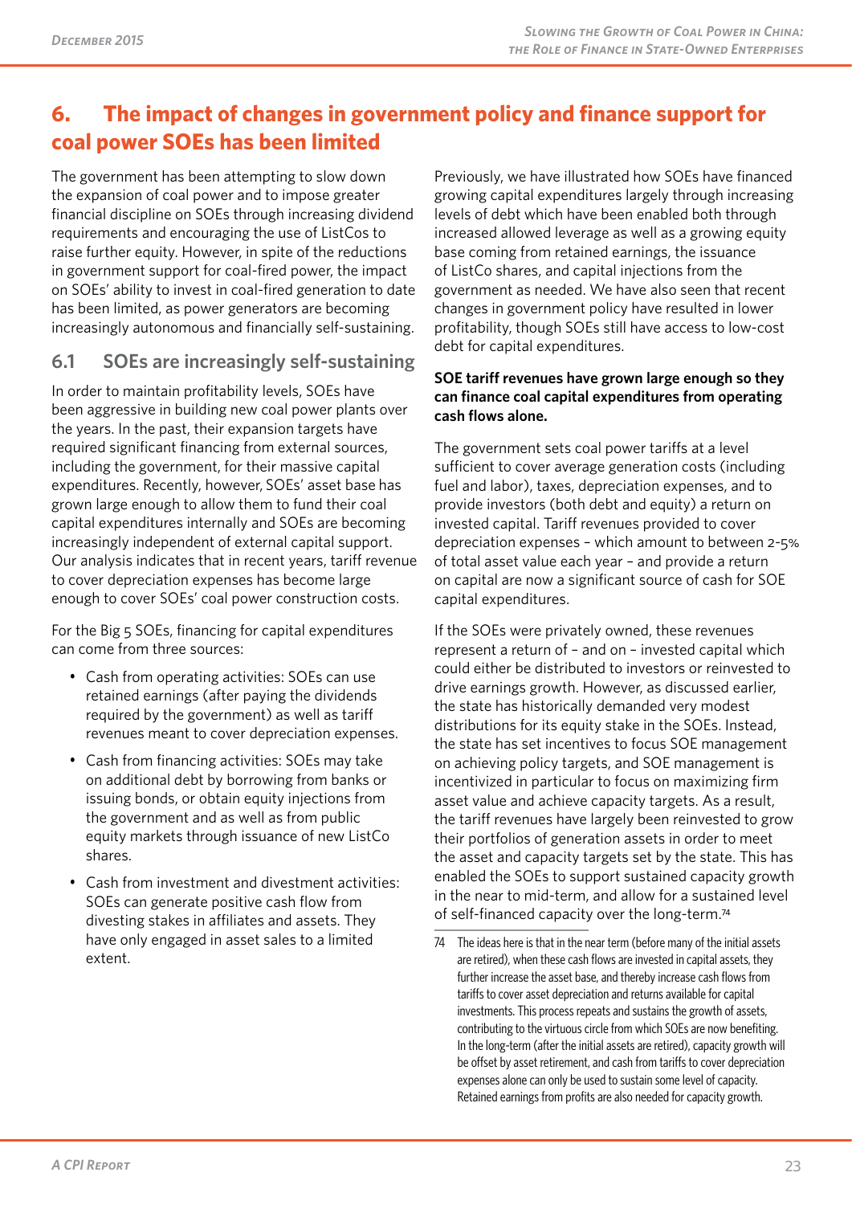## 6. The impact of changes in government policy and finance support for coal power SOEs has been limited

The government has been attempting to slow down the expansion of coal power and to impose greater financial discipline on SOEs through increasing dividend requirements and encouraging the use of ListCos to raise further equity. However, in spite of the reductions in government support for coal-fired power, the impact on SOEs' ability to invest in coal-fired generation to date has been limited, as power generators are becoming increasingly autonomous and financially self-sustaining.

### 6.1 SOEs are increasingly self-sustaining

In order to maintain profitability levels, SOEs have been aggressive in building new coal power plants over the years. In the past, their expansion targets have required significant financing from external sources, including the government, for their massive capital expenditures. Recently, however, SOEs' asset base has grown large enough to allow them to fund their coal capital expenditures internally and SOEs are becoming increasingly independent of external capital support. Our analysis indicates that in recent years, tariff revenue to cover depreciation expenses has become large enough to cover SOEs' coal power construction costs.

For the Big 5 SOEs, financing for capital expenditures can come from three sources:

- Cash from operating activities: SOEs can use retained earnings (after paying the dividends required by the government) as well as tariff revenues meant to cover depreciation expenses.
- Cash from financing activities: SOEs may take on additional debt by borrowing from banks or issuing bonds, or obtain equity injections from the government and as well as from public equity markets through issuance of new ListCo shares.
- Cash from investment and divestment activities: SOEs can generate positive cash flow from divesting stakes in affiliates and assets. They have only engaged in asset sales to a limited extent.

Previously, we have illustrated how SOEs have financed growing capital expenditures largely through increasing levels of debt which have been enabled both through increased allowed leverage as well as a growing equity base coming from retained earnings, the issuance of ListCo shares, and capital injections from the government as needed. We have also seen that recent changes in government policy have resulted in lower profitability, though SOEs still have access to low-cost debt for capital expenditures.

**SOE tariff revenues have grown large enough so they can finance coal capital expenditures from operating cash flows alone.**

The government sets coal power tariffs at a level sufficient to cover average generation costs (including fuel and labor), taxes, depreciation expenses, and to provide investors (both debt and equity) a return on invested capital. Tariff revenues provided to cover depreciation expenses – which amount to between 2-5% of total asset value each year – and provide a return on capital are now a significant source of cash for SOE capital expenditures.

If the SOEs were privately owned, these revenues represent a return of – and on – invested capital which could either be distributed to investors or reinvested to drive earnings growth. However, as discussed earlier, the state has historically demanded very modest distributions for its equity stake in the SOEs. Instead, the state has set incentives to focus SOE management on achieving policy targets, and SOE management is incentivized in particular to focus on maximizing firm asset value and achieve capacity targets. As a result, the tariff revenues have largely been reinvested to grow their portfolios of generation assets in order to meet the asset and capacity targets set by the state. This has enabled the SOEs to support sustained capacity growth in the near to mid-term, and allow for a sustained level of self-financed capacity over the long-term.[74]

[74] The ideas here is that in the near term (before many of the initial assets are retired), when these cash flows are invested in capital assets, they further increase the asset base, and thereby increase cash flows from tariffs to cover asset depreciation and returns available for capital investments. This process repeats and sustains the growth of assets, contributing to the virtuous circle from which SOEs are now benefiting. In the long-term (after the initial assets are retired), capacity growth will be offset by asset retirement, and cash from tariffs to cover depreciation expenses alone can only be used to sustain some level of capacity. Retained earnings from profits are also needed for capacity growth.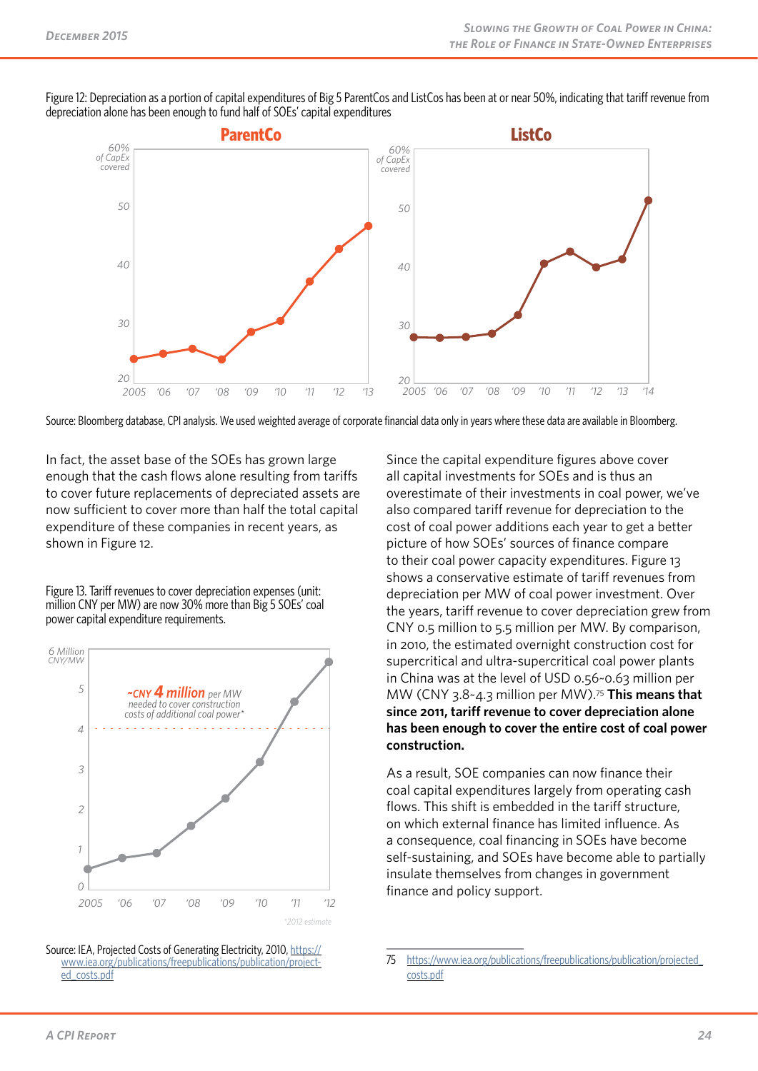Figure 12: Depreciation as a portion of capital expenditures of Big 5 ParentCos and ListCos has been at or near 50%, indicating that tariff revenue from depreciation alone has been enough to fund half of SOEs' capital expenditures

Source: Bloomberg database, CPI analysis. We used weighted average of corporate financial data only in years where these data are available in Bloomberg.

In fact, the asset base of the SOEs has grown large enough that the cash flows alone resulting from tariffs to cover future replacements of depreciated assets are now sufficient to cover more than half the total capital expenditure of these companies in recent years, as shown in Figure 12.

Figure 13. Tariff revenues to cover depreciation expenses (unit: million CNY per MW) are now 30% more than Big 5 SOEs' coal power capital expenditure requirements.

Source: IEA, Projected Costs of Generating Electricity, 2010, https://www.iea.org/publications/freepublications/publication/projected_costs.pdf

Since the capital expenditure figures above cover all capital investments for SOEs and is thus an overestimate of their investments in coal power, we've also compared tariff revenue for depreciation to the cost of coal power additions each year to get a better picture of how SOEs' sources of finance compare to their coal power capacity expenditures. Figure 13 shows a conservative estimate of tariff revenues from depreciation per MW of coal power investment. Over the years, tariff revenue to cover depreciation grew from CNY 0.5 million to 5.5 million per MW. By comparison, in 2010, the estimated overnight construction cost for supercritical and ultra-supercritical coal power plants in China was at the level of USD 0.56~0.63 million per MW (CNY 3.8~4.3 million per MW).[75] **This means that since 2011, tariff revenue to cover depreciation alone has been enough to cover the entire cost of coal power construction.**

As a result, SOE companies can now finance their coal capital expenditures largely from operating cash flows. This shift is embedded in the tariff structure, on which external finance has limited influence. As a consequence, coal financing in SOEs have become self-sustaining, and SOEs have become able to partially insulate themselves from changes in government finance and policy support.

75 https://www.iea.org/publications/freepublications/publication/projected_costs.pdf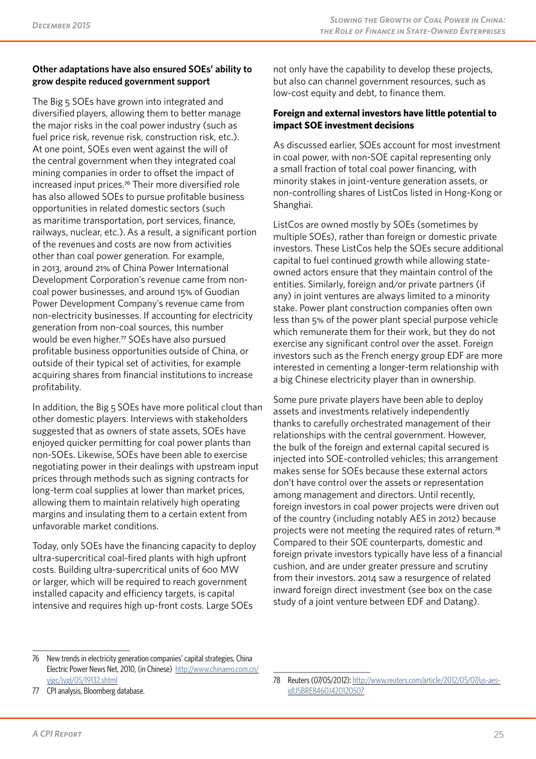**Other adaptations have also ensured SOEs' ability to grow despite reduced government support**

The Big 5 SOEs have grown into integrated and diversified players, allowing them to better manage the major risks in the coal power industry (such as fuel price risk, revenue risk, construction risk, etc.). At one point, SOEs even went against the will of the central government when they integrated coal mining companies in order to offset the impact of increased input prices.[76] Their more diversified role has also allowed SOEs to pursue profitable business opportunities in related domestic sectors (such as maritime transportation, port services, finance, railways, nuclear, etc.). As a result, a significant portion of the revenues and costs are now from activities other than coal power generation. For example, in 2013, around 21% of China Power International Development Corporation's revenue came from non-coal power businesses, and around 15% of Guodian Power Development Company's revenue came from non-electricity businesses. If accounting for electricity generation from non-coal sources, this number would be even higher.[77] SOEs have also pursued profitable business opportunities outside of China, or outside of their typical set of activities, for example acquiring shares from financial institutions to increase profitability.

In addition, the Big 5 SOEs have more political clout than other domestic players. Interviews with stakeholders suggested that as owners of state assets, SOEs have enjoyed quicker permitting for coal power plants than non-SOEs. Likewise, SOEs have been able to exercise negotiating power in their dealings with upstream input prices through methods such as signing contracts for long-term coal supplies at lower than market prices, allowing them to maintain relatively high operating margins and insulating them to a certain extent from unfavorable market conditions.

Today, only SOEs have the financing capacity to deploy ultra-supercritical coal-fired plants with high upfront costs. Building ultra-supercritical units of 600 MW or larger, which will be required to reach government installed capacity and efficiency targets, is capital intensive and requires high up-front costs. Large SOEs not only have the capability to develop these projects, but also can channel government resources, such as low-cost equity and debt, to finance them.

**Foreign and external investors have little potential to impact SOE investment decisions**

As discussed earlier, SOEs account for most investment in coal power, with non-SOE capital representing only a small fraction of total coal power financing, with minority stakes in joint-venture generation assets, or non-controlling shares of ListCos listed in Hong-Kong or Shanghai.

ListCos are owned mostly by SOEs (sometimes by multiple SOEs), rather than foreign or domestic private investors. These ListCos help the SOEs secure additional capital to fuel continued growth while allowing state-owned actors ensure that they maintain control of the entities. Similarly, foreign and/or private partners (if any) in joint ventures are always limited to a minority stake. Power plant construction companies often own less than 5% of the power plant special purpose vehicle which remunerate them for their work, but they do not exercise any significant control over the asset. Foreign investors such as the French energy group EDF are more interested in cementing a longer-term relationship with a big Chinese electricity player than in ownership.

Some pure private players have been able to deploy assets and investments relatively independently thanks to carefully orchestrated management of their relationships with the central government. However, the bulk of the foreign and external capital secured is injected into SOE-controlled vehicles; this arrangement makes sense for SOEs because these external actors don't have control over the assets or representation among management and directors. Until recently, foreign investors in coal power projects were driven out of the country (including notably AES in 2012) because projects were not meeting the required rates of return.[78] Compared to their SOE counterparts, domestic and foreign private investors typically have less of a financial cushion, and are under greater pressure and scrutiny from their investors. 2014 saw a resurgence of related inward foreign direct investment (see box on the case study of a joint venture between EDF and Datang).

---

76 New trends in electricity generation companies' capital strategies, China Electric Power News Net, 2010, (in Chinese) http://www.chinaero.com.cn/yjgc/jygl/05/19132.shtml

77 CPI analysis, Bloomberg database.

78 Reuters (07/05/2012): http://www.reuters.com/article/2012/05/07/us-aes-idUSBRE8460J420120507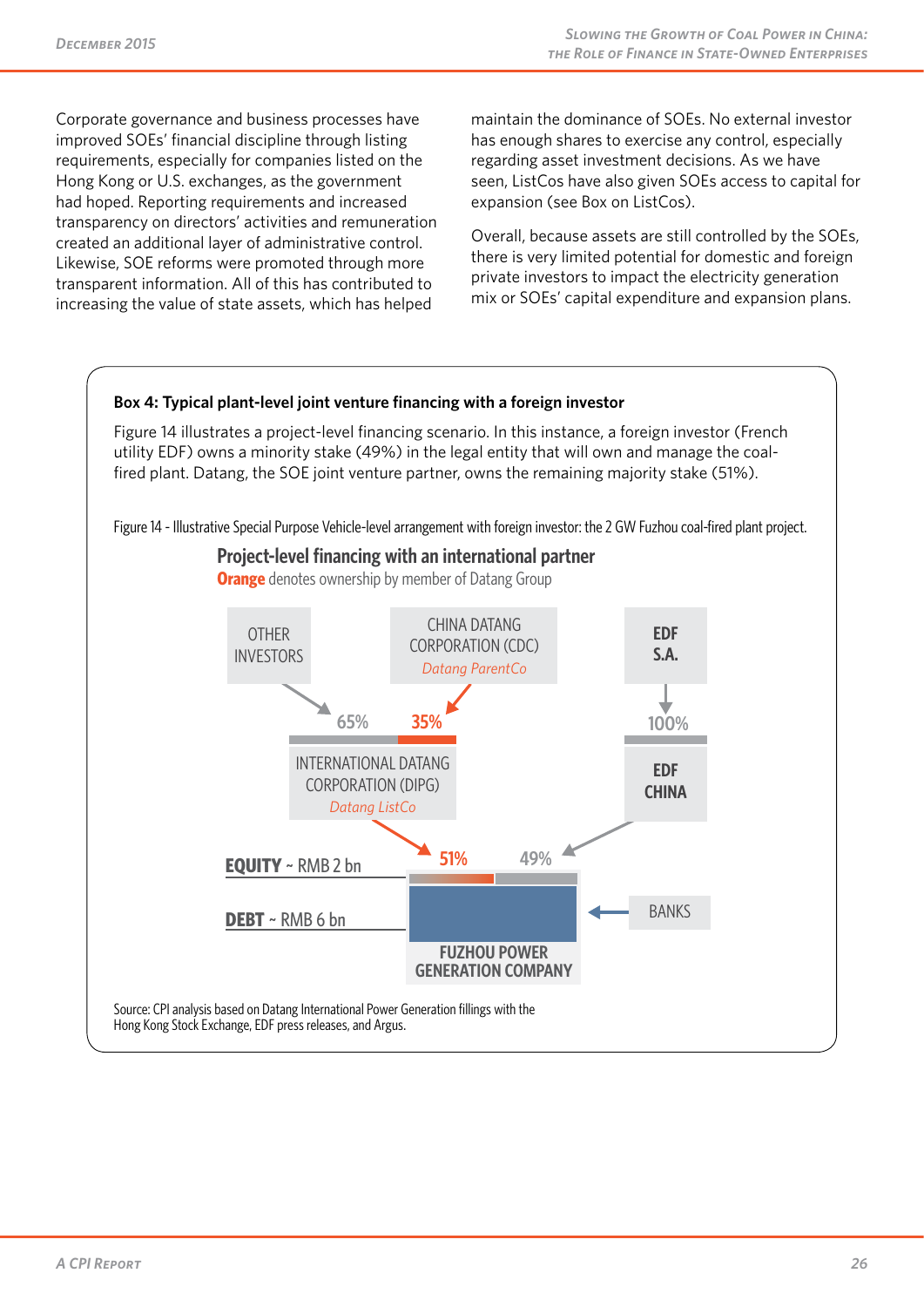Corporate governance and business processes have improved SOEs' financial discipline through listing requirements, especially for companies listed on the Hong Kong or U.S. exchanges, as the government had hoped. Reporting requirements and increased transparency on directors' activities and remuneration created an additional layer of administrative control. Likewise, SOE reforms were promoted through more transparent information. All of this has contributed to increasing the value of state assets, which has helped maintain the dominance of SOEs. No external investor has enough shares to exercise any control, especially regarding asset investment decisions. As we have seen, ListCos have also given SOEs access to capital for expansion (see Box on ListCos).

Overall, because assets are still controlled by the SOEs, there is very limited potential for domestic and foreign private investors to impact the electricity generation mix or SOEs' capital expenditure and expansion plans.

**Box 4: Typical plant-level joint venture financing with a foreign investor**

Figure 14 illustrates a project-level financing scenario. In this instance, a foreign investor (French utility EDF) owns a minority stake (49%) in the legal entity that will own and manage the coal-fired plant. Datang, the SOE joint venture partner, owns the remaining majority stake (51%).

Figure 14 - Illustrative Special Purpose Vehicle-level arrangement with foreign investor: the 2 GW Fuzhou coal-fired plant project.

**Project-level financing with an international partner**

**Orange** denotes ownership by member of Datang Group

- OTHER INVESTORS → 65% of INTERNATIONAL DATANG CORPORATION (DIPG) *Datang ListCo*
- CHINA DATANG CORPORATION (CDC) *Datang ParentCo* → 35% of INTERNATIONAL DATANG CORPORATION (DIPG)
- EDF S.A. → 100% of EDF CHINA
- INTERNATIONAL DATANG CORPORATION (DIPG) → 51% of FUZHOU POWER GENERATION COMPANY
- EDF CHINA → 49% of FUZHOU POWER GENERATION COMPANY
- BANKS → FUZHOU POWER GENERATION COMPANY

**EQUITY** ~ RMB 2 bn

**DEBT** ~ RMB 6 bn

Source: CPI analysis based on Datang International Power Generation fillings with the Hong Kong Stock Exchange, EDF press releases, and Argus.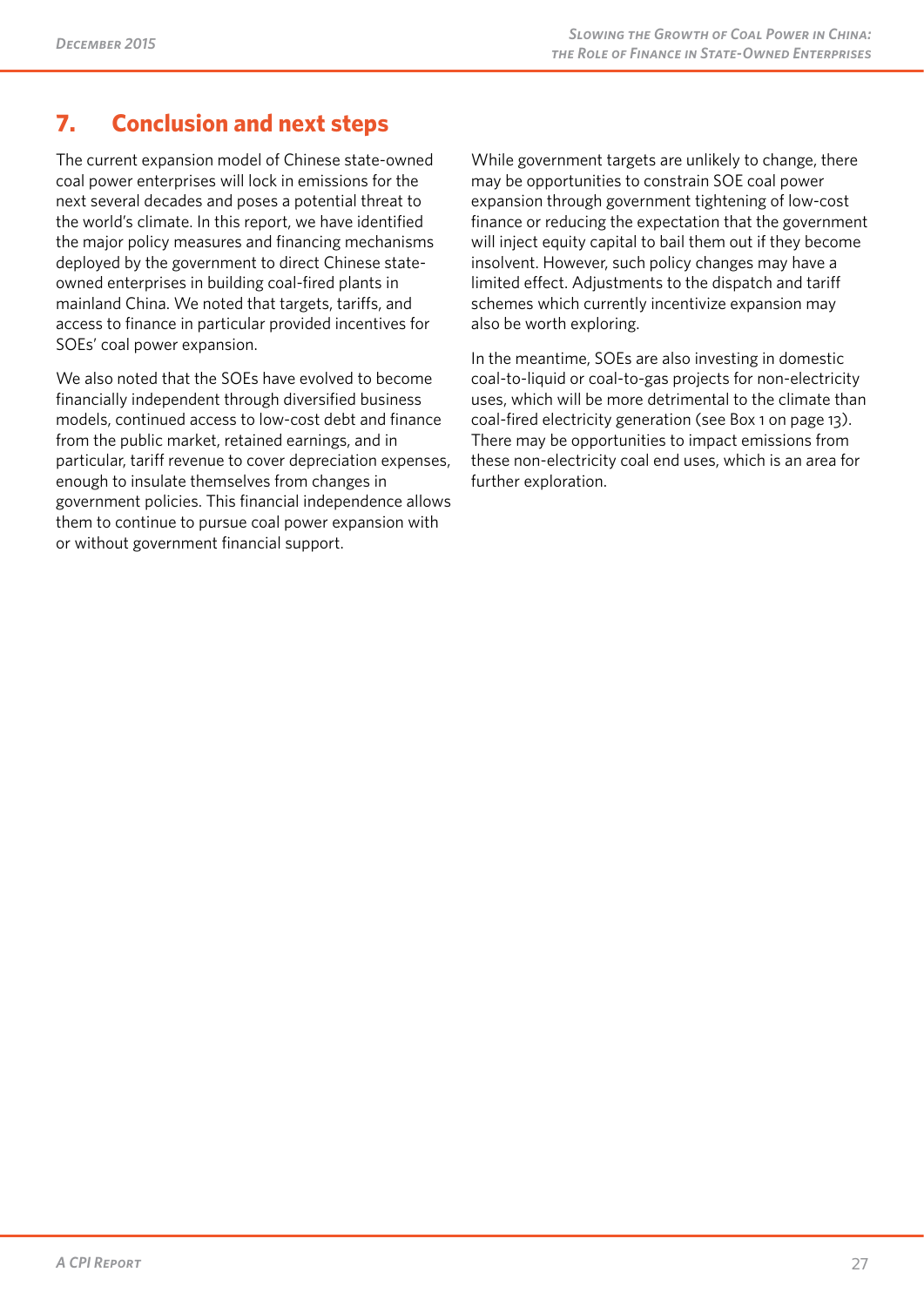## 7. Conclusion and next steps

The current expansion model of Chinese state-owned coal power enterprises will lock in emissions for the next several decades and poses a potential threat to the world's climate. In this report, we have identified the major policy measures and financing mechanisms deployed by the government to direct Chinese state-owned enterprises in building coal-fired plants in mainland China. We noted that targets, tariffs, and access to finance in particular provided incentives for SOEs' coal power expansion.

We also noted that the SOEs have evolved to become financially independent through diversified business models, continued access to low-cost debt and finance from the public market, retained earnings, and in particular, tariff revenue to cover depreciation expenses, enough to insulate themselves from changes in government policies. This financial independence allows them to continue to pursue coal power expansion with or without government financial support.

While government targets are unlikely to change, there may be opportunities to constrain SOE coal power expansion through government tightening of low-cost finance or reducing the expectation that the government will inject equity capital to bail them out if they become insolvent. However, such policy changes may have a limited effect. Adjustments to the dispatch and tariff schemes which currently incentivize expansion may also be worth exploring.

In the meantime, SOEs are also investing in domestic coal-to-liquid or coal-to-gas projects for non-electricity uses, which will be more detrimental to the climate than coal-fired electricity generation (see Box 1 on page 13). There may be opportunities to impact emissions from these non-electricity coal end uses, which is an area for further exploration.